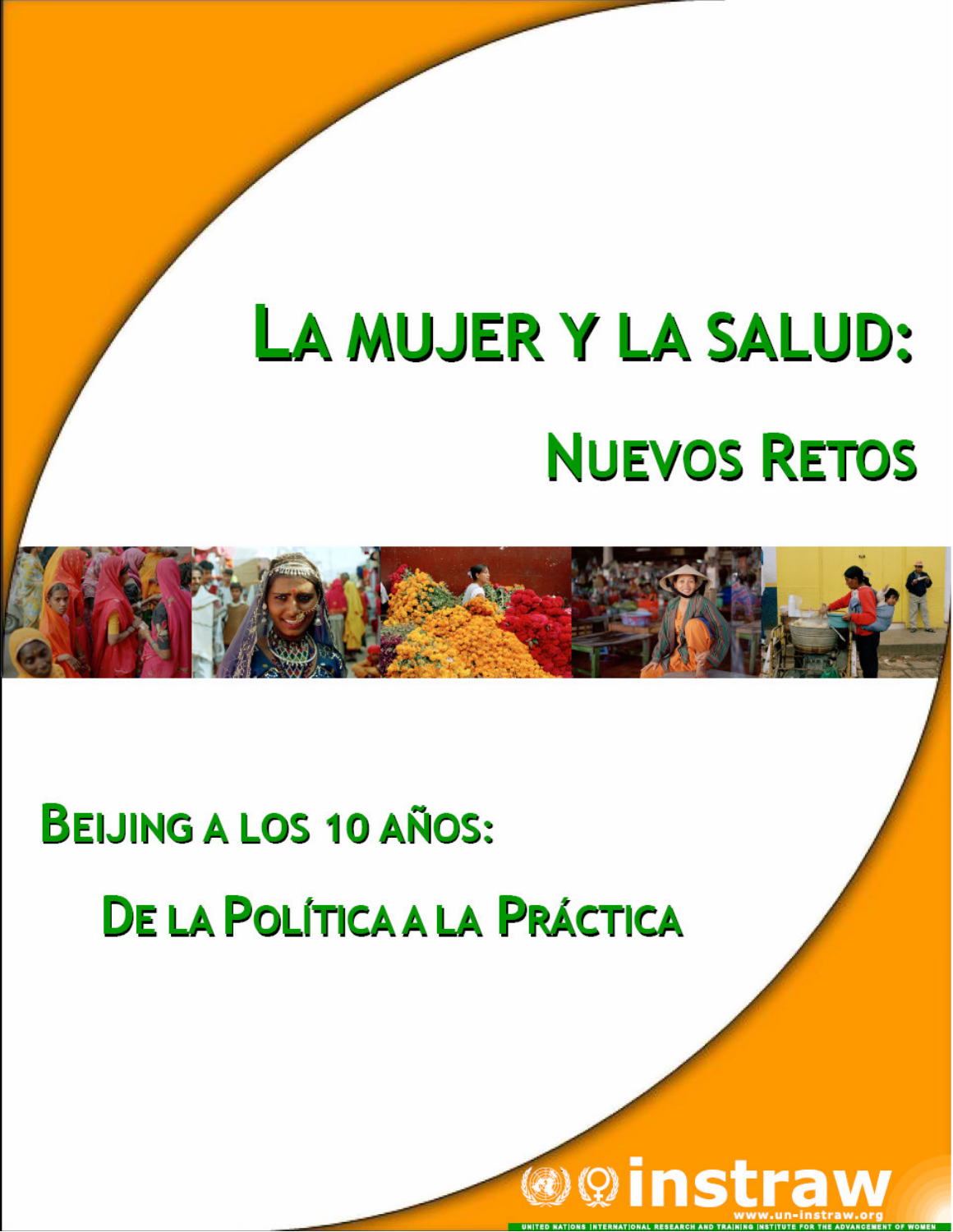# La mujer y la salud:

## Nuevos Retos

## Beijing a los 10 años:

## De la Política a la Práctica

instraw

www.un-instraw.org

UNITED NATIONS INTERNATIONAL RESEARCH AND TRAINING INSTITUTE FOR THE ADVANCEMENT OF WOMEN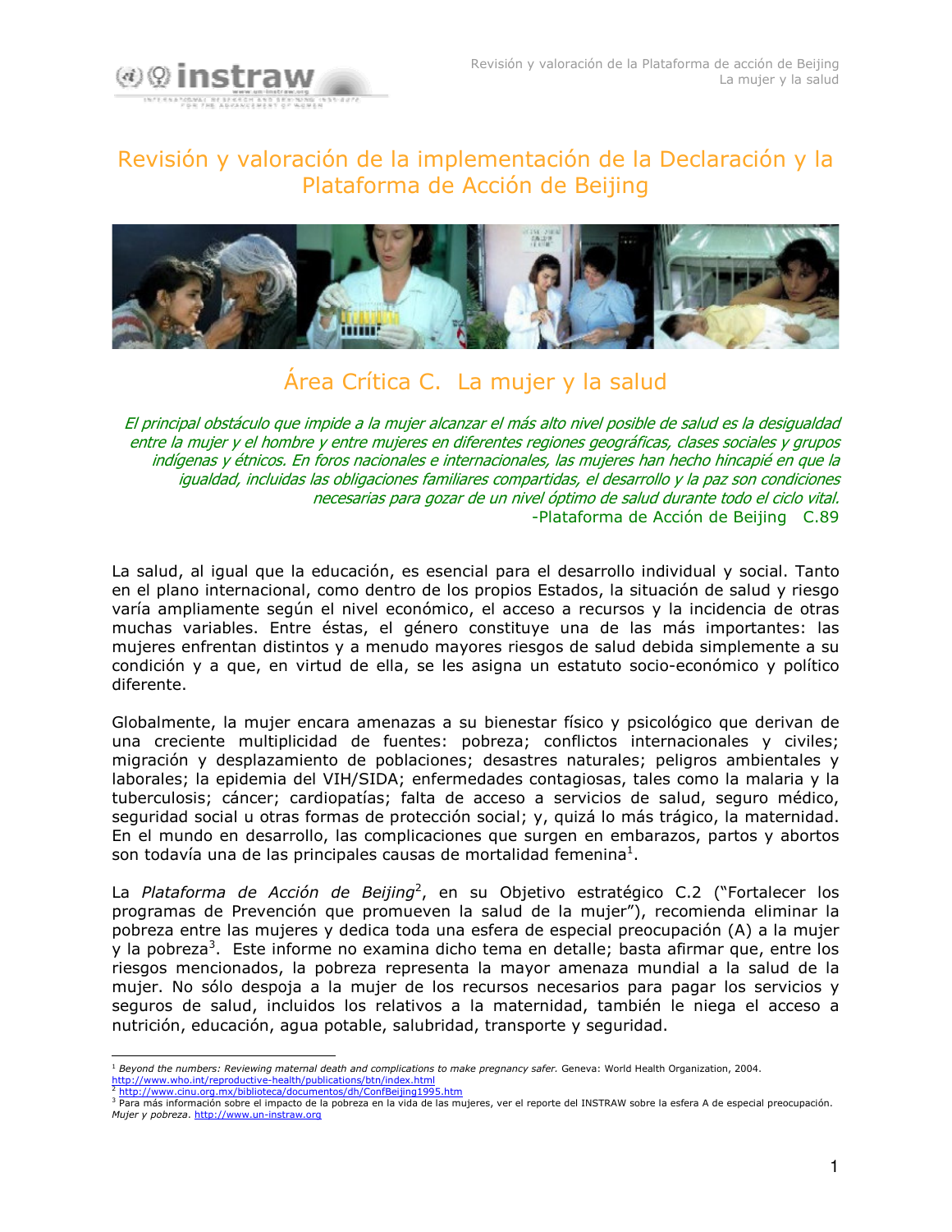# Revisión y valoración de la implementación de la Declaración y la Plataforma de Acción de Beijing

## Área Crítica C. La mujer y la salud

*El principal obstáculo que impide a la mujer alcanzar el más alto nivel posible de salud es la desigualdad entre la mujer y el hombre y entre mujeres en diferentes regiones geográficas, clases sociales y grupos indígenas y étnicos. En foros nacionales e internacionales, las mujeres han hecho hincapié en que la igualdad, incluidas las obligaciones familiares compartidas, el desarrollo y la paz son condiciones necesarias para gozar de un nivel óptimo de salud durante todo el ciclo vital.*
-Plataforma de Acción de Beijing C.89

La salud, al igual que la educación, es esencial para el desarrollo individual y social. Tanto en el plano internacional, como dentro de los propios Estados, la situación de salud y riesgo varía ampliamente según el nivel económico, el acceso a recursos y la incidencia de otras muchas variables. Entre éstas, el género constituye una de las más importantes: las mujeres enfrentan distintos y a menudo mayores riesgos de salud debida simplemente a su condición y a que, en virtud de ella, se les asigna un estatuto socio-económico y político diferente.

Globalmente, la mujer encara amenazas a su bienestar físico y psicológico que derivan de una creciente multiplicidad de fuentes: pobreza; conflictos internacionales y civiles; migración y desplazamiento de poblaciones; desastres naturales; peligros ambientales y laborales; la epidemia del VIH/SIDA; enfermedades contagiosas, tales como la malaria y la tuberculosis; cáncer; cardiopatías; falta de acceso a servicios de salud, seguro médico, seguridad social u otras formas de protección social; y, quizá lo más trágico, la maternidad. En el mundo en desarrollo, las complicaciones que surgen en embarazos, partos y abortos son todavía una de las principales causas de mortalidad femenina[1].

La *Plataforma de Acción de Beijing*[2], en su Objetivo estratégico C.2 ("Fortalecer los programas de Prevención que promueven la salud de la mujer"), recomienda eliminar la pobreza entre las mujeres y dedica toda una esfera de especial preocupación (A) a la mujer y la pobreza[3]. Este informe no examina dicho tema en detalle; basta afirmar que, entre los riesgos mencionados, la pobreza representa la mayor amenaza mundial a la salud de la mujer. No sólo despoja a la mujer de los recursos necesarios para pagar los servicios y seguros de salud, incluidos los relativos a la maternidad, también le niega el acceso a nutrición, educación, agua potable, salubridad, transporte y seguridad.

---

[1] *Beyond the numbers: Reviewing maternal death and complications to make pregnancy safer.* Geneva: World Health Organization, 2004. http://www.who.int/reproductive-health/publications/btn/index.html

[2] http://www.cinu.org.mx/biblioteca/documentos/dh/ConfBeijing1995.htm

[3] Para más información sobre el impacto de la pobreza en la vida de las mujeres, ver el reporte del INSTRAW sobre la esfera A de especial preocupación. *Mujer y pobreza*. http://www.un-instraw.org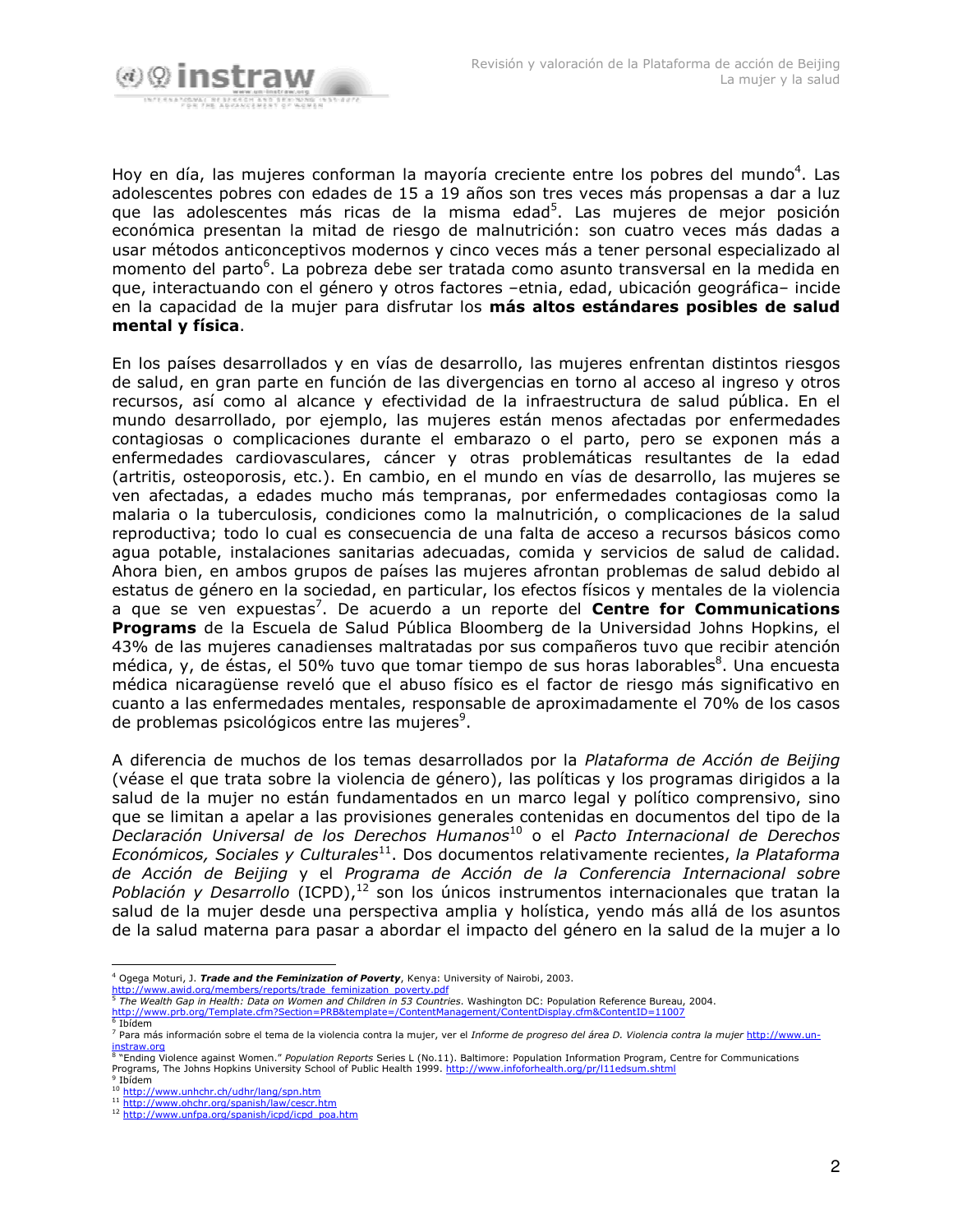Hoy en día, las mujeres conforman la mayoría creciente entre los pobres del mundo[4]. Las adolescentes pobres con edades de 15 a 19 años son tres veces más propensas a dar a luz que las adolescentes más ricas de la misma edad[5]. Las mujeres de mejor posición económica presentan la mitad de riesgo de malnutrición: son cuatro veces más dadas a usar métodos anticonceptivos modernos y cinco veces más a tener personal especializado al momento del parto[6]. La pobreza debe ser tratada como asunto transversal en la medida en que, interactuando con el género y otros factores –etnia, edad, ubicación geográfica– incide en la capacidad de la mujer para disfrutar los **más altos estándares posibles de salud mental y física**.

En los países desarrollados y en vías de desarrollo, las mujeres enfrentan distintos riesgos de salud, en gran parte en función de las divergencias en torno al acceso al ingreso y otros recursos, así como al alcance y efectividad de la infraestructura de salud pública. En el mundo desarrollado, por ejemplo, las mujeres están menos afectadas por enfermedades contagiosas o complicaciones durante el embarazo o el parto, pero se exponen más a enfermedades cardiovasculares, cáncer y otras problemáticas resultantes de la edad (artritis, osteoporosis, etc.). En cambio, en el mundo en vías de desarrollo, las mujeres se ven afectadas, a edades mucho más tempranas, por enfermedades contagiosas como la malaria o la tuberculosis, condiciones como la malnutrición, o complicaciones de la salud reproductiva; todo lo cual es consecuencia de una falta de acceso a recursos básicos como agua potable, instalaciones sanitarias adecuadas, comida y servicios de salud de calidad. Ahora bien, en ambos grupos de países las mujeres afrontan problemas de salud debido al estatus de género en la sociedad, en particular, los efectos físicos y mentales de la violencia a que se ven expuestas[7]. De acuerdo a un reporte del **Centre for Communications Programs** de la Escuela de Salud Pública Bloomberg de la Universidad Johns Hopkins, el 43% de las mujeres canadienses maltratadas por sus compañeros tuvo que recibir atención médica, y, de éstas, el 50% tuvo que tomar tiempo de sus horas laborables[8]. Una encuesta médica nicaragüense reveló que el abuso físico es el factor de riesgo más significativo en cuanto a las enfermedades mentales, responsable de aproximadamente el 70% de los casos de problemas psicológicos entre las mujeres[9].

A diferencia de muchos de los temas desarrollados por la *Plataforma de Acción de Beijing* (véase el que trata sobre la violencia de género), las políticas y los programas dirigidos a la salud de la mujer no están fundamentados en un marco legal y político comprensivo, sino que se limitan a apelar a las provisiones generales contenidas en documentos del tipo de la *Declaración Universal de los Derechos Humanos*[10] o el *Pacto Internacional de Derechos Económicos, Sociales y Culturales*[11]. Dos documentos relativamente recientes, *la Plataforma de Acción de Beijing* y el *Programa de Acción de la Conferencia Internacional sobre Población y Desarrollo* (ICPD),[12] son los únicos instrumentos internacionales que tratan la salud de la mujer desde una perspectiva amplia y holística, yendo más allá de los asuntos de la salud materna para pasar a abordar el impacto del género en la salud de la mujer a lo

---

[4] Ogega Moturi, J. ***Trade and the Feminization of Poverty***, Kenya: University of Nairobi, 2003. http://www.awid.org/members/reports/trade_feminization_poverty.pdf

[5] *The Wealth Gap in Health: Data on Women and Children in 53 Countries*. Washington DC: Population Reference Bureau, 2004. http://www.prb.org/Template.cfm?Section=PRB&template=/ContentManagement/ContentDisplay.cfm&ContentID=11007

[6] Ibídem

[7] Para más información sobre el tema de la violencia contra la mujer, ver el *Informe de progreso del área D. Violencia contra la mujer* http://www.un-instraw.org

[8] "Ending Violence against Women." *Population Reports* Series L (No.11). Baltimore: Population Information Program, Centre for Communications Programs, The Johns Hopkins University School of Public Health 1999. http://www.infoforhealth.org/pr/l11edsum.shtml

[9] Ibídem

[10] http://www.unhchr.ch/udhr/lang/spn.htm

[11] http://www.ohchr.org/spanish/law/cescr.htm

[12] http://www.unfpa.org/spanish/icpd/icpd_poa.htm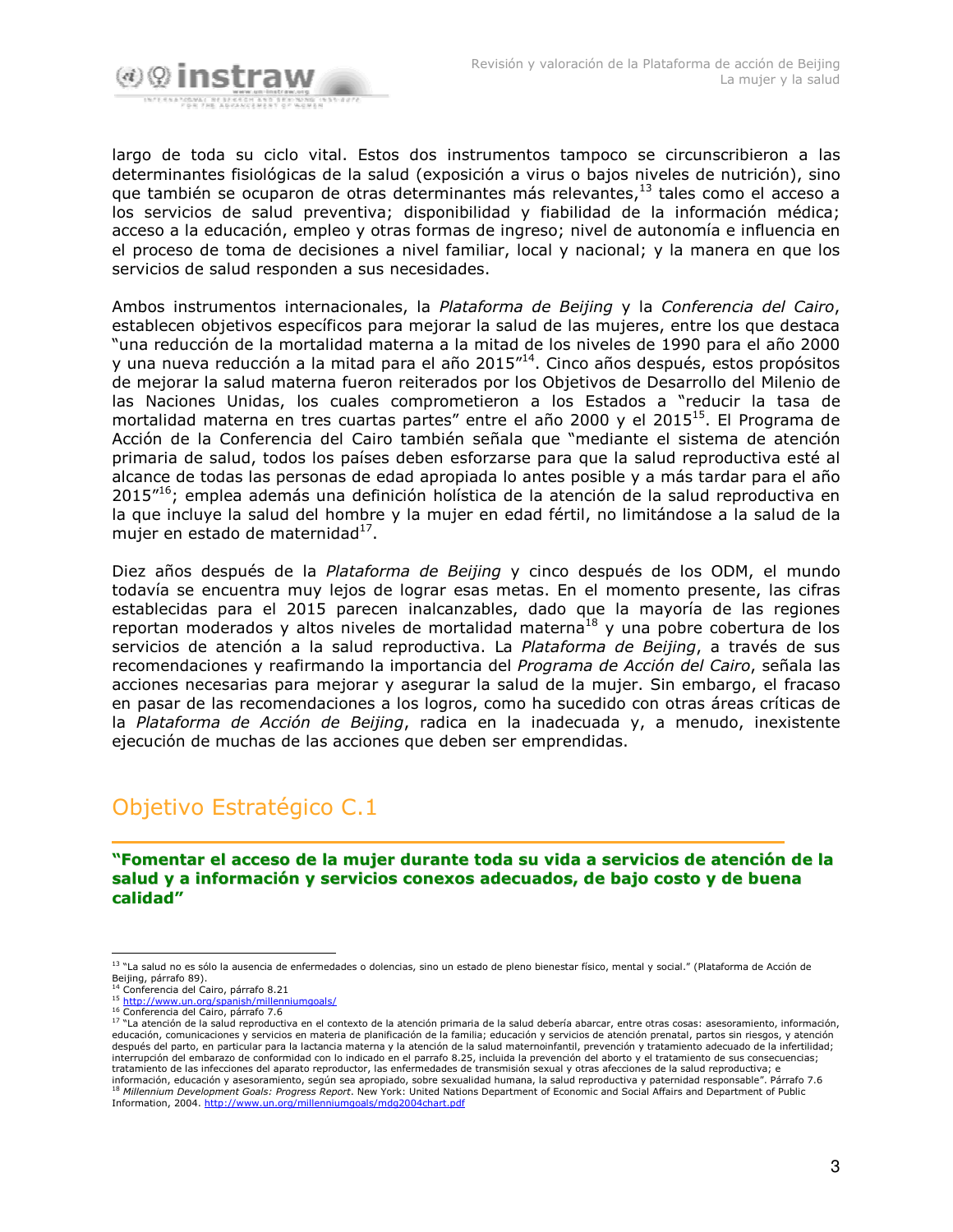largo de toda su ciclo vital. Estos dos instrumentos tampoco se circunscribieron a las determinantes fisiológicas de la salud (exposición a virus o bajos niveles de nutrición), sino que también se ocuparon de otras determinantes más relevantes,[13] tales como el acceso a los servicios de salud preventiva; disponibilidad y fiabilidad de la información médica; acceso a la educación, empleo y otras formas de ingreso; nivel de autonomía e influencia en el proceso de toma de decisiones a nivel familiar, local y nacional; y la manera en que los servicios de salud responden a sus necesidades.

Ambos instrumentos internacionales, la *Plataforma de Beijing* y la *Conferencia del Cairo*, establecen objetivos específicos para mejorar la salud de las mujeres, entre los que destaca "una reducción de la mortalidad materna a la mitad de los niveles de 1990 para el año 2000 y una nueva reducción a la mitad para el año 2015"[14]. Cinco años después, estos propósitos de mejorar la salud materna fueron reiterados por los Objetivos de Desarrollo del Milenio de las Naciones Unidas, los cuales comprometieron a los Estados a "reducir la tasa de mortalidad materna en tres cuartas partes" entre el año 2000 y el 2015[15]. El Programa de Acción de la Conferencia del Cairo también señala que "mediante el sistema de atención primaria de salud, todos los países deben esforzarse para que la salud reproductiva esté al alcance de todas las personas de edad apropiada lo antes posible y a más tardar para el año 2015"[16]; emplea además una definición holística de la atención de la salud reproductiva en la que incluye la salud del hombre y la mujer en edad fértil, no limitándose a la salud de la mujer en estado de maternidad[17].

Diez años después de la *Plataforma de Beijing* y cinco después de los ODM, el mundo todavía se encuentra muy lejos de lograr esas metas. En el momento presente, las cifras establecidas para el 2015 parecen inalcanzables, dado que la mayoría de las regiones reportan moderados y altos niveles de mortalidad materna[18] y una pobre cobertura de los servicios de atención a la salud reproductiva. La *Plataforma de Beijing*, a través de sus recomendaciones y reafirmando la importancia del *Programa de Acción del Cairo*, señala las acciones necesarias para mejorar y asegurar la salud de la mujer. Sin embargo, el fracaso en pasar de las recomendaciones a los logros, como ha sucedido con otras áreas críticas de la *Plataforma de Acción de Beijing*, radica en la inadecuada y, a menudo, inexistente ejecución de muchas de las acciones que deben ser emprendidas.

## Objetivo Estratégico C.1

**"Fomentar el acceso de la mujer durante toda su vida a servicios de atención de la salud y a información y servicios conexos adecuados, de bajo costo y de buena calidad"**

---

[13] "La salud no es sólo la ausencia de enfermedades o dolencias, sino un estado de pleno bienestar físico, mental y social." (Plataforma de Acción de Beijing, párrafo 89).

[14] Conferencia del Cairo, párrafo 8.21

[15] http://www.un.org/spanish/millenniumgoals/

[16] Conferencia del Cairo, párrafo 7.6

[17] "La atención de la salud reproductiva en el contexto de la atención primaria de la salud debería abarcar, entre otras cosas: asesoramiento, información, educación, comunicaciones y servicios en materia de planificación de la familia; educación y servicios de atención prenatal, partos sin riesgos, y atención después del parto, en particular para la lactancia materna y la atención de la salud maternoinfantil, prevención y tratamiento adecuado de la infertilidad; interrupción del embarazo de conformidad con lo indicado en el parrafo 8.25, incluida la prevención del aborto y el tratamiento de sus consecuencias; tratamiento de las infecciones del aparato reproductor, las enfermedades de transmisión sexual y otras afecciones de la salud reproductiva; e información, educación y asesoramiento, según sea apropiado, sobre sexualidad humana, la salud reproductiva y paternidad responsable". Párrafo 7.6

[18] *Millennium Development Goals: Progress Report*. New York: United Nations Department of Economic and Social Affairs and Department of Public Information, 2004. http://www.un.org/millenniumgoals/mdg2004chart.pdf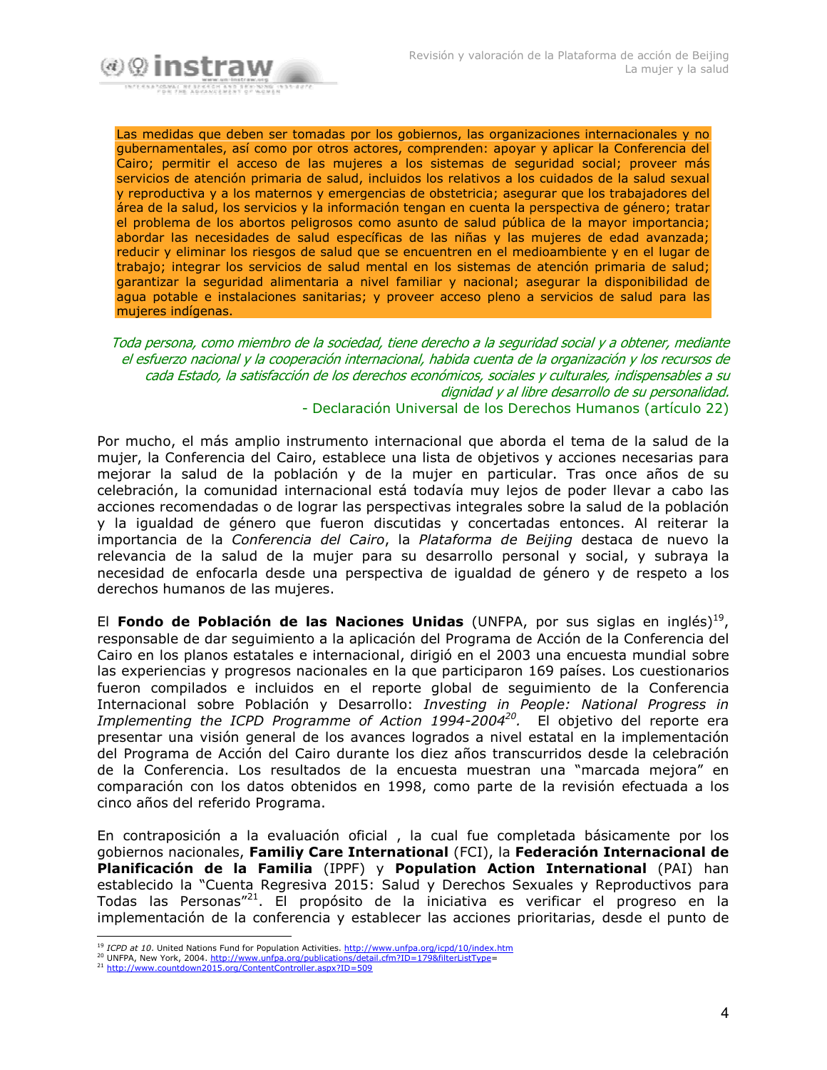Las medidas que deben ser tomadas por los gobiernos, las organizaciones internacionales y no gubernamentales, así como por otros actores, comprenden: apoyar y aplicar la Conferencia del Cairo; permitir el acceso de las mujeres a los sistemas de seguridad social; proveer más servicios de atención primaria de salud, incluidos los relativos a los cuidados de la salud sexual y reproductiva y a los maternos y emergencias de obstetricia; asegurar que los trabajadores del área de la salud, los servicios y la información tengan en cuenta la perspectiva de género; tratar el problema de los abortos peligrosos como asunto de salud pública de la mayor importancia; abordar las necesidades de salud específicas de las niñas y las mujeres de edad avanzada; reducir y eliminar los riesgos de salud que se encuentren en el medioambiente y en el lugar de trabajo; integrar los servicios de salud mental en los sistemas de atención primaria de salud; garantizar la seguridad alimentaria a nivel familiar y nacional; asegurar la disponibilidad de agua potable e instalaciones sanitarias; y proveer acceso pleno a servicios de salud para las mujeres indígenas.

*Toda persona, como miembro de la sociedad, tiene derecho a la seguridad social y a obtener, mediante el esfuerzo nacional y la cooperación internacional, habida cuenta de la organización y los recursos de cada Estado, la satisfacción de los derechos económicos, sociales y culturales, indispensables a su dignidad y al libre desarrollo de su personalidad.*
- Declaración Universal de los Derechos Humanos (artículo 22)

Por mucho, el más amplio instrumento internacional que aborda el tema de la salud de la mujer, la Conferencia del Cairo, establece una lista de objetivos y acciones necesarias para mejorar la salud de la población y de la mujer en particular. Tras once años de su celebración, la comunidad internacional está todavía muy lejos de poder llevar a cabo las acciones recomendadas o de lograr las perspectivas integrales sobre la salud de la población y la igualdad de género que fueron discutidas y concertadas entonces. Al reiterar la importancia de la *Conferencia del Cairo*, la *Plataforma de Beijing* destaca de nuevo la relevancia de la salud de la mujer para su desarrollo personal y social, y subraya la necesidad de enfocarla desde una perspectiva de igualdad de género y de respeto a los derechos humanos de las mujeres.

El **Fondo de Población de las Naciones Unidas** (UNFPA, por sus siglas en inglés)[19], responsable de dar seguimiento a la aplicación del Programa de Acción de la Conferencia del Cairo en los planos estatales e internacional, dirigió en el 2003 una encuesta mundial sobre las experiencias y progresos nacionales en la que participaron 169 países. Los cuestionarios fueron compilados e incluidos en el reporte global de seguimiento de la Conferencia Internacional sobre Población y Desarrollo: *Investing in People: National Progress in Implementing the ICPD Programme of Action 1994-2004*[20]. El objetivo del reporte era presentar una visión general de los avances logrados a nivel estatal en la implementación del Programa de Acción del Cairo durante los diez años transcurridos desde la celebración de la Conferencia. Los resultados de la encuesta muestran una "marcada mejora" en comparación con los datos obtenidos en 1998, como parte de la revisión efectuada a los cinco años del referido Programa.

En contraposición a la evaluación oficial , la cual fue completada básicamente por los gobiernos nacionales, **Familiy Care International** (FCI), la **Federación Internacional de Planificación de la Familia** (IPPF) y **Population Action International** (PAI) han establecido la "Cuenta Regresiva 2015: Salud y Derechos Sexuales y Reproductivos para Todas las Personas"[21]. El propósito de la iniciativa es verificar el progreso en la implementación de la conferencia y establecer las acciones prioritarias, desde el punto de

---

[19] *ICPD at 10*. United Nations Fund for Population Activities. http://www.unfpa.org/icpd/10/index.htm
[20] UNFPA, New York, 2004. http://www.unfpa.org/publications/detail.cfm?ID=179&filterListType=
[21] http://www.countdown2015.org/ContentController.aspx?ID=509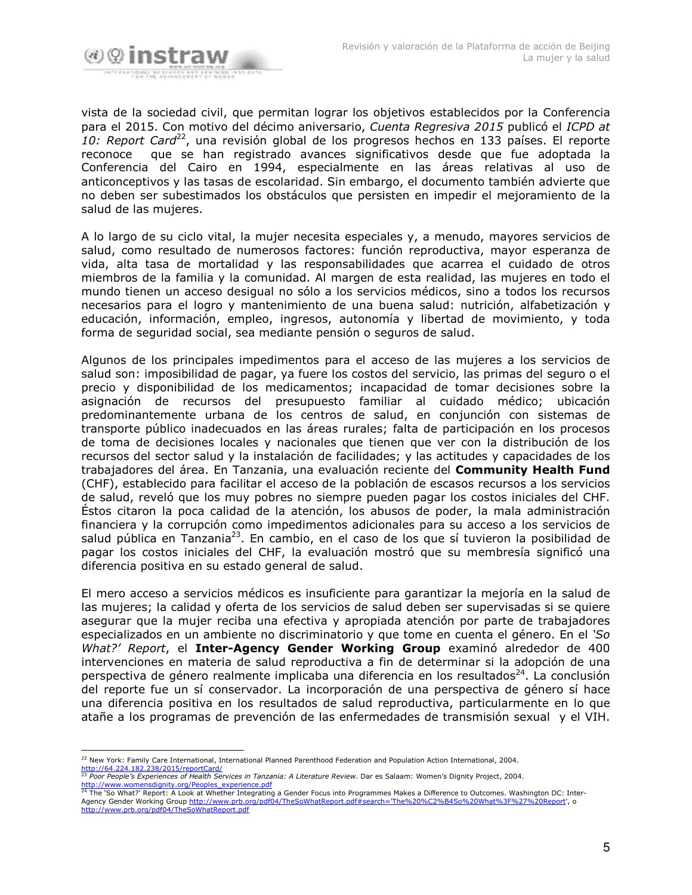vista de la sociedad civil, que permitan lograr los objetivos establecidos por la Conferencia para el 2015. Con motivo del décimo aniversario, *Cuenta Regresiva 2015* publicó el *ICPD at 10: Report Card*[22], una revisión global de los progresos hechos en 133 países. El reporte reconoce que se han registrado avances significativos desde que fue adoptada la Conferencia del Cairo en 1994, especialmente en las áreas relativas al uso de anticonceptivos y las tasas de escolaridad. Sin embargo, el documento también advierte que no deben ser subestimados los obstáculos que persisten en impedir el mejoramiento de la salud de las mujeres.

A lo largo de su ciclo vital, la mujer necesita especiales y, a menudo, mayores servicios de salud, como resultado de numerosos factores: función reproductiva, mayor esperanza de vida, alta tasa de mortalidad y las responsabilidades que acarrea el cuidado de otros miembros de la familia y la comunidad. Al margen de esta realidad, las mujeres en todo el mundo tienen un acceso desigual no sólo a los servicios médicos, sino a todos los recursos necesarios para el logro y mantenimiento de una buena salud: nutrición, alfabetización y educación, información, empleo, ingresos, autonomía y libertad de movimiento, y toda forma de seguridad social, sea mediante pensión o seguros de salud.

Algunos de los principales impedimentos para el acceso de las mujeres a los servicios de salud son: imposibilidad de pagar, ya fuere los costos del servicio, las primas del seguro o el precio y disponibilidad de los medicamentos; incapacidad de tomar decisiones sobre la asignación de recursos del presupuesto familiar al cuidado médico; ubicación predominantemente urbana de los centros de salud, en conjunción con sistemas de transporte público inadecuados en las áreas rurales; falta de participación en los procesos de toma de decisiones locales y nacionales que tienen que ver con la distribución de los recursos del sector salud y la instalación de facilidades; y las actitudes y capacidades de los trabajadores del área. En Tanzania, una evaluación reciente del **Community Health Fund** (CHF), establecido para facilitar el acceso de la población de escasos recursos a los servicios de salud, reveló que los muy pobres no siempre pueden pagar los costos iniciales del CHF. Éstos citaron la poca calidad de la atención, los abusos de poder, la mala administración financiera y la corrupción como impedimentos adicionales para su acceso a los servicios de salud pública en Tanzania[23]. En cambio, en el caso de los que sí tuvieron la posibilidad de pagar los costos iniciales del CHF, la evaluación mostró que su membresía significó una diferencia positiva en su estado general de salud.

El mero acceso a servicios médicos es insuficiente para garantizar la mejoría en la salud de las mujeres; la calidad y oferta de los servicios de salud deben ser supervisadas si se quiere asegurar que la mujer reciba una efectiva y apropiada atención por parte de trabajadores especializados en un ambiente no discriminatorio y que tome en cuenta el género. En el *'So What?' Report*, el **Inter-Agency Gender Working Group** examinó alrededor de 400 intervenciones en materia de salud reproductiva a fin de determinar si la adopción de una perspectiva de género realmente implicaba una diferencia en los resultados[24]. La conclusión del reporte fue un sí conservador. La incorporación de una perspectiva de género sí hace una diferencia positiva en los resultados de salud reproductiva, particularmente en lo que atañe a los programas de prevención de las enfermedades de transmisión sexual y el VIH.

---

[22] New York: Family Care International, International Planned Parenthood Federation and Population Action International, 2004. http://64.224.182.238/2015/reportCard/

[23] *Poor People's Experiences of Health Services in Tanzania: A Literature Review*. Dar es Salaam: Women's Dignity Project, 2004. http://www.womensdignity.org/Peoples_experience.pdf

[24] The 'So What?' Report: A Look at Whether Integrating a Gender Focus into Programmes Makes a Difference to Outcomes. Washington DC: Inter-Agency Gender Working Group http://www.prb.org/pdf04/TheSoWhatReport.pdf#search='The%20%C2%B4So%20What%3F%27%20Report', o http://www.prb.org/pdf04/TheSoWhatReport.pdf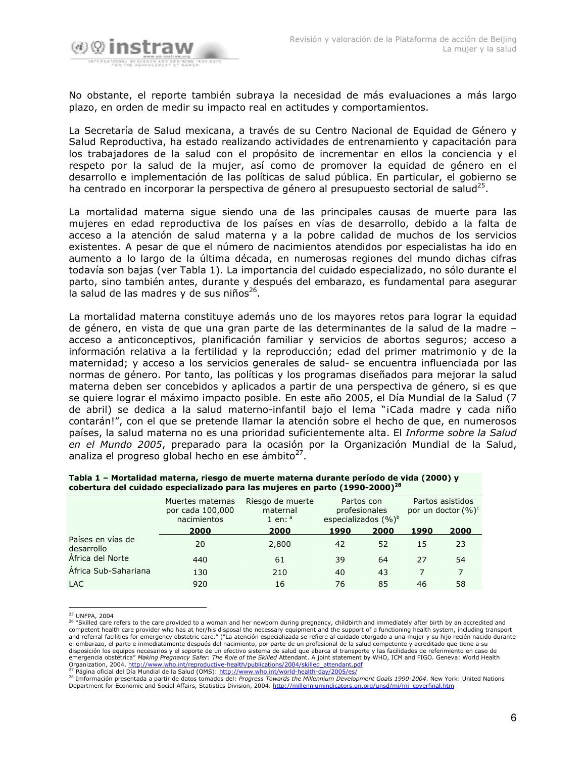No obstante, el reporte también subraya la necesidad de más evaluaciones a más largo plazo, en orden de medir su impacto real en actitudes y comportamientos.

La Secretaría de Salud mexicana, a través de su Centro Nacional de Equidad de Género y Salud Reproductiva, ha estado realizando actividades de entrenamiento y capacitación para los trabajadores de la salud con el propósito de incrementar en ellos la conciencia y el respeto por la salud de la mujer, así como de promover la equidad de género en el desarrollo e implementación de las políticas de salud pública. En particular, el gobierno se ha centrado en incorporar la perspectiva de género al presupuesto sectorial de salud[25].

La mortalidad materna sigue siendo una de las principales causas de muerte para las mujeres en edad reproductiva de los países en vías de desarrollo, debido a la falta de acceso a la atención de salud materna y a la pobre calidad de muchos de los servicios existentes. A pesar de que el número de nacimientos atendidos por especialistas ha ido en aumento a lo largo de la última década, en numerosas regiones del mundo dichas cifras todavía son bajas (ver Tabla 1). La importancia del cuidado especializado, no sólo durante el parto, sino también antes, durante y después del embarazo, es fundamental para asegurar la salud de las madres y de sus niños[26].

La mortalidad materna constituye además uno de los mayores retos para lograr la equidad de género, en vista de que una gran parte de las determinantes de la salud de la madre – acceso a anticonceptivos, planificación familiar y servicios de abortos seguros; acceso a información relativa a la fertilidad y la reproducción; edad del primer matrimonio y de la maternidad; y acceso a los servicios generales de salud- se encuentra influenciada por las normas de género. Por tanto, las políticas y los programas diseñados para mejorar la salud materna deben ser concebidos y aplicados a partir de una perspectiva de género, si es que se quiere lograr el máximo impacto posible. En este año 2005, el Día Mundial de la Salud (7 de abril) se dedica a la salud materno-infantil bajo el lema "¡Cada madre y cada niño contarán!", con el que se pretende llamar la atención sobre el hecho de que, en numerosos países, la salud materna no es una prioridad suficientemente alta. El *Informe sobre la Salud en el Mundo 2005*, preparado para la ocasión por la Organización Mundial de la Salud, analiza el progreso global hecho en ese ámbito[27].

**Tabla 1 – Mortalidad materna, riesgo de muerte materna durante período de vida (2000) y cobertura del cuidado especializado para las mujeres en parto (1990-2000)[28]**

| | Muertes maternas por cada 100,000 nacimientos | Riesgo de muerte maternal 1 en: [a] | Partos con profesionales especializados (%)[b] | | Partos asistidos por un doctor (%)[c] | |
|---|---|---|---|---|---|---|
| | **2000** | **2000** | **1990** | **2000** | **1990** | **2000** |
| Países en vías de desarrollo | 20 | 2,800 | 42 | 52 | 15 | 23 |
| África del Norte | 440 | 61 | 39 | 64 | 27 | 54 |
| África Sub-Sahariana | 130 | 210 | 40 | 43 | 7 | 7 |
| LAC | 920 | 16 | 76 | 85 | 46 | 58 |

[25] UNFPA, 2004

[26] "Skilled care refers to the care provided to a woman and her newborn during pregnancy, childbirth and immediately after birth by an accredited and competent health care provider who has at her/his disposal the necessary equipment and the support of a functioning health system, including transport and referral facilities for emergency obstetric care." ("La atención especializada se refiere al cuidado otorgado a una mujer y su hijo recién nacido durante el embarazo, el parto e inmediatamente después del nacimiento, por parte de un profesional de la salud competente y acreditado que tiene a su disposición los equipos necesarios y el soporte de un efectivo sistema de salud que abarca el transporte y las facilidades de referimiento en caso de emergencia obstétrica" *Making Pregnancy Safer: The Role of the Skilled* Attendant. A joint statement by WHO, ICM and FIGO. Geneva: World Health Organization, 2004. http://www.who.int/reproductive-health/publications/2004/skilled_attendant.pdf

[27] Página oficial del Día Mundial de la Salud (OMS): http://www.who.int/world-health-day/2005/es/

[28] Información presentada a partir de datos tomados del: *Progress Towards the Millennium Development Goals 1990-2004*. New York: United Nations Department for Economic and Social Affairs, Statistics Division, 2004. http://millenniumindicators.un.org/unsd/mi/mi_coverfinal.htm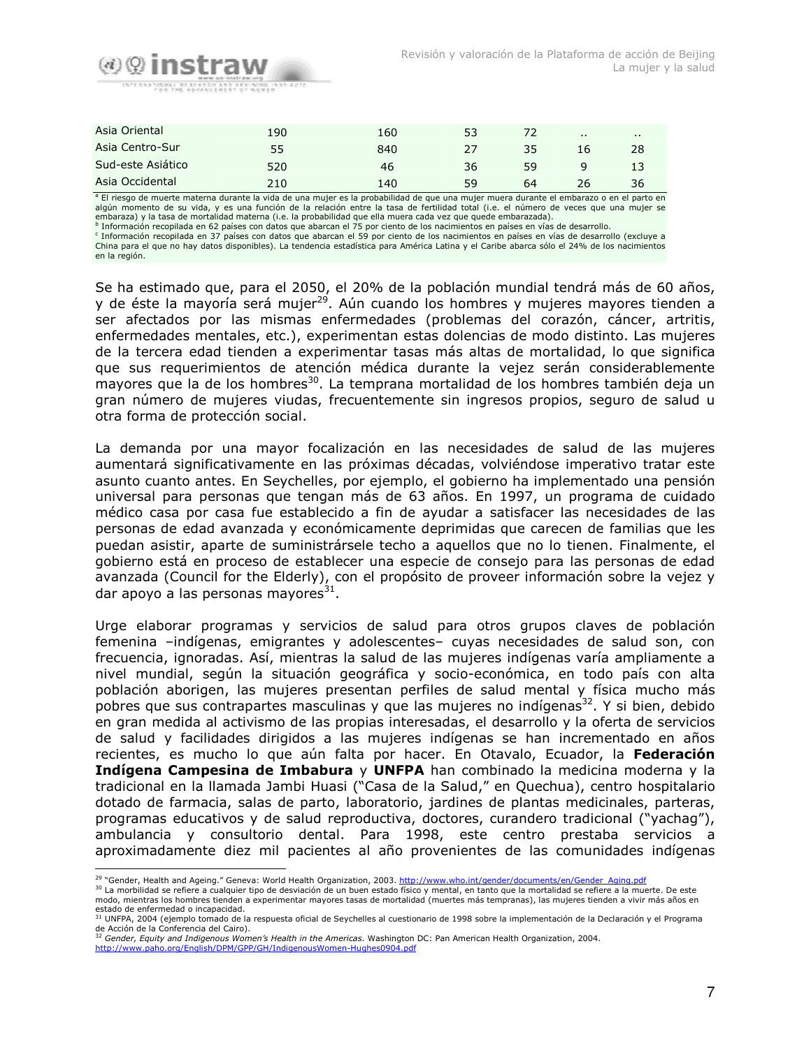| | | | | | | |
|---|---|---|---|---|---|---|
| Asia Oriental | 190 | 160 | 53 | 72 | .. | .. |
| Asia Centro-Sur | 55 | 840 | 27 | 35 | 16 | 28 |
| Sud-este Asiático | 520 | 46 | 36 | 59 | 9 | 13 |
| Asia Occidental | 210 | 140 | 59 | 64 | 26 | 36 |

[a] El riesgo de muerte materna durante la vida de una mujer es la probabilidad de que una mujer muera durante el embarazo o en el parto en algún momento de su vida, y es una función de la relación entre la tasa de fertilidad total (i.e. el número de veces que una mujer se embaraza) y la tasa de mortalidad materna (i.e. la probabilidad que ella muera cada vez que quede embarazada).
[b] Información recopilada en 62 países con datos que abarcan el 75 por ciento de los nacimientos en países en vías de desarrollo.
[c] Información recopilada en 37 países con datos que abarcan el 59 por ciento de los nacimientos en países en vías de desarrollo (excluye a China para el que no hay datos disponibles). La tendencia estadística para América Latina y el Caribe abarca sólo el 24% de los nacimientos en la región.

Se ha estimado que, para el 2050, el 20% de la población mundial tendrá más de 60 años, y de éste la mayoría será mujer[29]. Aún cuando los hombres y mujeres mayores tienden a ser afectados por las mismas enfermedades (problemas del corazón, cáncer, artritis, enfermedades mentales, etc.), experimentan estas dolencias de modo distinto. Las mujeres de la tercera edad tienden a experimentar tasas más altas de mortalidad, lo que significa que sus requerimientos de atención médica durante la vejez serán considerablemente mayores que la de los hombres[30]. La temprana mortalidad de los hombres también deja un gran número de mujeres viudas, frecuentemente sin ingresos propios, seguro de salud u otra forma de protección social.

La demanda por una mayor focalización en las necesidades de salud de las mujeres aumentará significativamente en las próximas décadas, volviéndose imperativo tratar este asunto cuanto antes. En Seychelles, por ejemplo, el gobierno ha implementado una pensión universal para personas que tengan más de 63 años. En 1997, un programa de cuidado médico casa por casa fue establecido a fin de ayudar a satisfacer las necesidades de las personas de edad avanzada y económicamente deprimidas que carecen de familias que les puedan asistir, aparte de suministrársele techo a aquellos que no lo tienen. Finalmente, el gobierno está en proceso de establecer una especie de consejo para las personas de edad avanzada (Council for the Elderly), con el propósito de proveer información sobre la vejez y dar apoyo a las personas mayores[31].

Urge elaborar programas y servicios de salud para otros grupos claves de población femenina –indígenas, emigrantes y adolescentes– cuyas necesidades de salud son, con frecuencia, ignoradas. Así, mientras la salud de las mujeres indígenas varía ampliamente a nivel mundial, según la situación geográfica y socio-económica, en todo país con alta población aborigen, las mujeres presentan perfiles de salud mental y física mucho más pobres que sus contrapartes masculinas y que las mujeres no indígenas[32]. Y si bien, debido en gran medida al activismo de las propias interesadas, el desarrollo y la oferta de servicios de salud y facilidades dirigidos a las mujeres indígenas se han incrementado en años recientes, es mucho lo que aún falta por hacer. En Otavalo, Ecuador, la **Federación Indígena Campesina de Imbabura** y **UNFPA** han combinado la medicina moderna y la tradicional en la llamada Jambi Huasi ("Casa de la Salud," en Quechua), centro hospitalario dotado de farmacia, salas de parto, laboratorio, jardines de plantas medicinales, parteras, programas educativos y de salud reproductiva, doctores, curandero tradicional ("yachag"), ambulancia y consultorio dental. Para 1998, este centro prestaba servicios a aproximadamente diez mil pacientes al año provenientes de las comunidades indígenas

---

[29] "Gender, Health and Ageing." Geneva: World Health Organization, 2003. http://www.who.int/gender/documents/en/Gender_Aging.pdf
[30] La morbilidad se refiere a cualquier tipo de desviación de un buen estado físico y mental, en tanto que la mortalidad se refiere a la muerte. De este modo, mientras los hombres tienden a experimentar mayores tasas de mortalidad (muertes más tempranas), las mujeres tienden a vivir más años en estado de enfermedad o incapacidad.
[31] UNFPA, 2004 (ejemplo tomado de la respuesta oficial de Seychelles al cuestionario de 1998 sobre la implementación de la Declaración y el Programa de Acción de la Conferencia del Cairo).
[32] *Gender, Equity and Indigenous Women's Health in the Americas.* Washington DC: Pan American Health Organization, 2004. http://www.paho.org/English/DPM/GPP/GH/IndigenousWomen-Hughes0904.pdf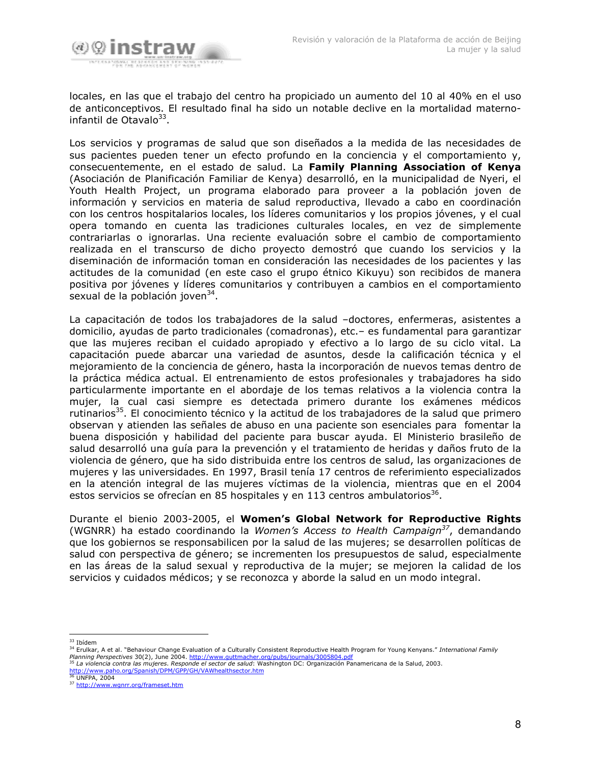locales, en las que el trabajo del centro ha propiciado un aumento del 10 al 40% en el uso de anticonceptivos. El resultado final ha sido un notable declive en la mortalidad materno-infantil de Otavalo[33].

Los servicios y programas de salud que son diseñados a la medida de las necesidades de sus pacientes pueden tener un efecto profundo en la conciencia y el comportamiento y, consecuentemente, en el estado de salud. La **Family Planning Association of Kenya** (Asociación de Planificación Familiar de Kenya) desarrolló, en la municipalidad de Nyeri, el Youth Health Project, un programa elaborado para proveer a la población joven de información y servicios en materia de salud reproductiva, llevado a cabo en coordinación con los centros hospitalarios locales, los líderes comunitarios y los propios jóvenes, y el cual opera tomando en cuenta las tradiciones culturales locales, en vez de simplemente contrariarlas o ignorarlas. Una reciente evaluación sobre el cambio de comportamiento realizada en el transcurso de dicho proyecto demostró que cuando los servicios y la diseminación de información toman en consideración las necesidades de los pacientes y las actitudes de la comunidad (en este caso el grupo étnico Kikuyu) son recibidos de manera positiva por jóvenes y líderes comunitarios y contribuyen a cambios en el comportamiento sexual de la población joven[34].

La capacitación de todos los trabajadores de la salud –doctores, enfermeras, asistentes a domicilio, ayudas de parto tradicionales (comadronas), etc.– es fundamental para garantizar que las mujeres reciban el cuidado apropiado y efectivo a lo largo de su ciclo vital. La capacitación puede abarcar una variedad de asuntos, desde la calificación técnica y el mejoramiento de la conciencia de género, hasta la incorporación de nuevos temas dentro de la práctica médica actual. El entrenamiento de estos profesionales y trabajadores ha sido particularmente importante en el abordaje de los temas relativos a la violencia contra la mujer, la cual casi siempre es detectada primero durante los exámenes médicos rutinarios[35]. El conocimiento técnico y la actitud de los trabajadores de la salud que primero observan y atienden las señales de abuso en una paciente son esenciales para fomentar la buena disposición y habilidad del paciente para buscar ayuda. El Ministerio brasileño de salud desarrolló una guía para la prevención y el tratamiento de heridas y daños fruto de la violencia de género, que ha sido distribuida entre los centros de salud, las organizaciones de mujeres y las universidades. En 1997, Brasil tenía 17 centros de referimiento especializados en la atención integral de las mujeres víctimas de la violencia, mientras que en el 2004 estos servicios se ofrecían en 85 hospitales y en 113 centros ambulatorios[36].

Durante el bienio 2003-2005, el **Women's Global Network for Reproductive Rights** (WGNRR) ha estado coordinando la *Women's Access to Health Campaign*[37], demandando que los gobiernos se responsabilicen por la salud de las mujeres; se desarrollen políticas de salud con perspectiva de género; se incrementen los presupuestos de salud, especialmente en las áreas de la salud sexual y reproductiva de la mujer; se mejoren la calidad de los servicios y cuidados médicos; y se reconozca y aborde la salud en un modo integral.

---

[33] Ibídem

[34] Erulkar, A et al. "Behaviour Change Evaluation of a Culturally Consistent Reproductive Health Program for Young Kenyans." *International Family Planning Perspectives* 30(2), June 2004. http://www.guttmacher.org/pubs/journals/3005804.pdf

[35] *La violencia contra las mujeres. Responde el sector de salud*: Washington DC: Organización Panamericana de la Salud, 2003. http://www.paho.org/Spanish/DPM/GPP/GH/VAWhealthsector.htm

[36] UNFPA, 2004

[37] http://www.wgnrr.org/frameset.htm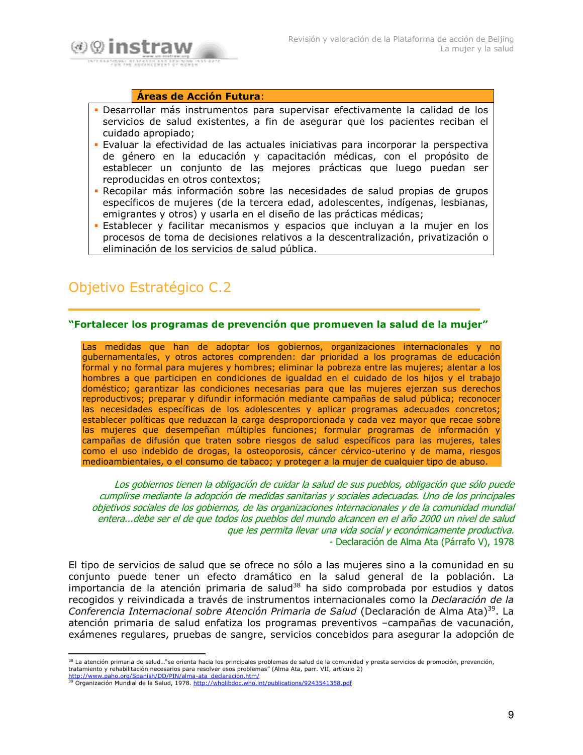**Áreas de Acción Futura**:

- Desarrollar más instrumentos para supervisar efectivamente la calidad de los servicios de salud existentes, a fin de asegurar que los pacientes reciban el cuidado apropiado;
- Evaluar la efectividad de las actuales iniciativas para incorporar la perspectiva de género en la educación y capacitación médicas, con el propósito de establecer un conjunto de las mejores prácticas que luego puedan ser reproducidas en otros contextos;
- Recopilar más información sobre las necesidades de salud propias de grupos específicos de mujeres (de la tercera edad, adolescentes, indígenas, lesbianas, emigrantes y otros) y usarla en el diseño de las prácticas médicas;
- Establecer y facilitar mecanismos y espacios que incluyan a la mujer en los procesos de toma de decisiones relativos a la descentralización, privatización o eliminación de los servicios de salud pública.

## Objetivo Estratégico C.2

### "Fortalecer los programas de prevención que promueven la salud de la mujer"

Las medidas que han de adoptar los gobiernos, organizaciones internacionales y no gubernamentales, y otros actores comprenden: dar prioridad a los programas de educación formal y no formal para mujeres y hombres; eliminar la pobreza entre las mujeres; alentar a los hombres a que participen en condiciones de igualdad en el cuidado de los hijos y el trabajo doméstico; garantizar las condiciones necesarias para que las mujeres ejerzan sus derechos reproductivos; preparar y difundir información mediante campañas de salud pública; reconocer las necesidades específicas de los adolescentes y aplicar programas adecuados concretos; establecer políticas que reduzcan la carga desproporcionada y cada vez mayor que recae sobre las mujeres que desempeñan múltiples funciones; formular programas de información y campañas de difusión que traten sobre riesgos de salud específicos para las mujeres, tales como el uso indebido de drogas, la osteoporosis, cáncer cérvico-uterino y de mama, riesgos medioambientales, o el consumo de tabaco; y proteger a la mujer de cualquier tipo de abuso.

> *Los gobiernos tienen la obligación de cuidar la salud de sus pueblos, obligación que sólo puede cumplirse mediante la adopción de medidas sanitarias y sociales adecuadas. Uno de los principales objetivos sociales de los gobiernos, de las organizaciones internacionales y de la comunidad mundial entera...debe ser el de que todos los pueblos del mundo alcancen en el año 2000 un nivel de salud que les permita llevar una vida social y económicamente productiva.*
>
> \- Declaración de Alma Ata (Párrafo V), 1978

El tipo de servicios de salud que se ofrece no sólo a las mujeres sino a la comunidad en su conjunto puede tener un efecto dramático en la salud general de la población. La importancia de la atención primaria de salud[38] ha sido comprobada por estudios y datos recogidos y reivindicada a través de instrumentos internacionales como la *Declaración de la Conferencia Internacional sobre Atención Primaria de Salud* (Declaración de Alma Ata)[39]. La atención primaria de salud enfatiza los programas preventivos –campañas de vacunación, exámenes regulares, pruebas de sangre, servicios concebidos para asegurar la adopción de

---

[38] La atención primaria de salud…"se orienta hacia los principales problemas de salud de la comunidad y presta servicios de promoción, prevención, tratamiento y rehabilitación necesarios para resolver esos problemas" (Alma Ata, parr. VII, artículo 2) http://www.paho.org/Spanish/DD/PIN/alma-ata_declaracion.htm/

[39] Organización Mundial de la Salud, 1978. http://whqlibdoc.who.int/publications/9243541358.pdf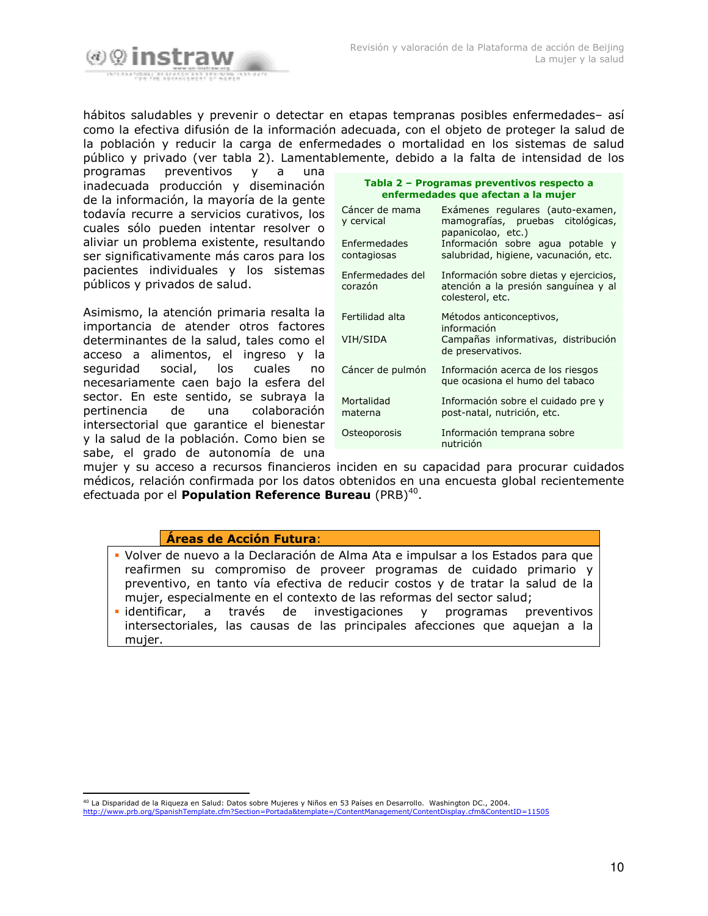hábitos saludables y prevenir o detectar en etapas tempranas posibles enfermedades– así como la efectiva difusión de la información adecuada, con el objeto de proteger la salud de la población y reducir la carga de enfermedades o mortalidad en los sistemas de salud público y privado (ver tabla 2). Lamentablemente, debido a la falta de intensidad de los programas preventivos y a una inadecuada producción y diseminación de la información, la mayoría de la gente todavía recurre a servicios curativos, los cuales sólo pueden intentar resolver o aliviar un problema existente, resultando ser significativamente más caros para los pacientes individuales y los sistemas públicos y privados de salud.

**Tabla 2 – Programas preventivos respecto a enfermedades que afectan a la mujer**

| | |
|---|---|
| Cáncer de mama y cervical | Exámenes regulares (auto-examen, mamografías, pruebas citológicas, papanicolao, etc.) |
| Enfermedades contagiosas | Información sobre agua potable y salubridad, higiene, vacunación, etc. |
| Enfermedades del corazón | Información sobre dietas y ejercicios, atención a la presión sanguínea y al colesterol, etc. |
| Fertilidad alta | Métodos anticonceptivos, información |
| VIH/SIDA | Campañas informativas, distribución de preservativos. |
| Cáncer de pulmón | Información acerca de los riesgos que ocasiona el humo del tabaco |
| Mortalidad materna | Información sobre el cuidado pre y post-natal, nutrición, etc. |
| Osteoporosis | Información temprana sobre nutrición |

Asimismo, la atención primaria resalta la importancia de atender otros factores determinantes de la salud, tales como el acceso a alimentos, el ingreso y la seguridad social, los cuales no necesariamente caen bajo la esfera del sector. En este sentido, se subraya la pertinencia de una colaboración intersectorial que garantice el bienestar y la salud de la población. Como bien se sabe, el grado de autonomía de una mujer y su acceso a recursos financieros inciden en su capacidad para procurar cuidados médicos, relación confirmada por los datos obtenidos en una encuesta global recientemente efectuada por el **Population Reference Bureau** (PRB)[40].

**Áreas de Acción Futura**:

- Volver de nuevo a la Declaración de Alma Ata e impulsar a los Estados para que reafirmen su compromiso de proveer programas de cuidado primario y preventivo, en tanto vía efectiva de reducir costos y de tratar la salud de la mujer, especialmente en el contexto de las reformas del sector salud;
- identificar, a través de investigaciones y programas preventivos intersectoriales, las causas de las principales afecciones que aquejan a la mujer.

[40] La Disparidad de la Riqueza en Salud: Datos sobre Mujeres y Niños en 53 Países en Desarrollo. Washington DC., 2004. http://www.prb.org/SpanishTemplate.cfm?Section=Portada&template=/ContentManagement/ContentDisplay.cfm&ContentID=11505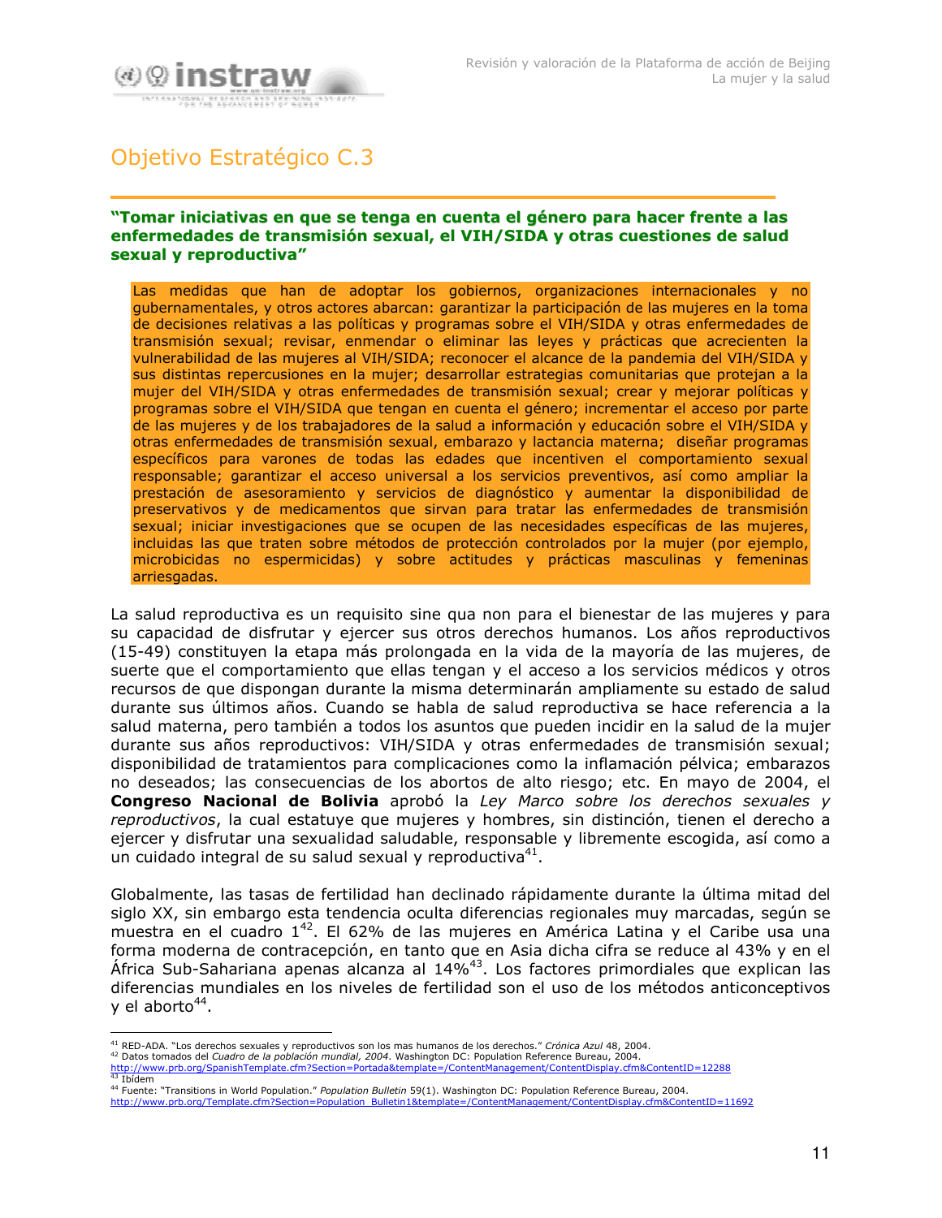## Objetivo Estratégico C.3

**"Tomar iniciativas en que se tenga en cuenta el género para hacer frente a las enfermedades de transmisión sexual, el VIH/SIDA y otras cuestiones de salud sexual y reproductiva"**

Las medidas que han de adoptar los gobiernos, organizaciones internacionales y no gubernamentales, y otros actores abarcan: garantizar la participación de las mujeres en la toma de decisiones relativas a las políticas y programas sobre el VIH/SIDA y otras enfermedades de transmisión sexual; revisar, enmendar o eliminar las leyes y prácticas que acrecienten la vulnerabilidad de las mujeres al VIH/SIDA; reconocer el alcance de la pandemia del VIH/SIDA y sus distintas repercusiones en la mujer; desarrollar estrategias comunitarias que protejan a la mujer del VIH/SIDA y otras enfermedades de transmisión sexual; crear y mejorar políticas y programas sobre el VIH/SIDA que tengan en cuenta el género; incrementar el acceso por parte de las mujeres y de los trabajadores de la salud a información y educación sobre el VIH/SIDA y otras enfermedades de transmisión sexual, embarazo y lactancia materna; diseñar programas específicos para varones de todas las edades que incentiven el comportamiento sexual responsable; garantizar el acceso universal a los servicios preventivos, así como ampliar la prestación de asesoramiento y servicios de diagnóstico y aumentar la disponibilidad de preservativos y de medicamentos que sirvan para tratar las enfermedades de transmisión sexual; iniciar investigaciones que se ocupen de las necesidades específicas de las mujeres, incluidas las que traten sobre métodos de protección controlados por la mujer (por ejemplo, microbicidas no espermicidas) y sobre actitudes y prácticas masculinas y femeninas arriesgadas.

La salud reproductiva es un requisito sine qua non para el bienestar de las mujeres y para su capacidad de disfrutar y ejercer sus otros derechos humanos. Los años reproductivos (15-49) constituyen la etapa más prolongada en la vida de la mayoría de las mujeres, de suerte que el comportamiento que ellas tengan y el acceso a los servicios médicos y otros recursos de que dispongan durante la misma determinarán ampliamente su estado de salud durante sus últimos años. Cuando se habla de salud reproductiva se hace referencia a la salud materna, pero también a todos los asuntos que pueden incidir en la salud de la mujer durante sus años reproductivos: VIH/SIDA y otras enfermedades de transmisión sexual; disponibilidad de tratamientos para complicaciones como la inflamación pélvica; embarazos no deseados; las consecuencias de los abortos de alto riesgo; etc. En mayo de 2004, el **Congreso Nacional de Bolivia** aprobó la *Ley Marco sobre los derechos sexuales y reproductivos*, la cual estatuye que mujeres y hombres, sin distinción, tienen el derecho a ejercer y disfrutar una sexualidad saludable, responsable y libremente escogida, así como a un cuidado integral de su salud sexual y reproductiva[41].

Globalmente, las tasas de fertilidad han declinado rápidamente durante la última mitad del siglo XX, sin embargo esta tendencia oculta diferencias regionales muy marcadas, según se muestra en el cuadro 1[42]. El 62% de las mujeres en América Latina y el Caribe usa una forma moderna de contracepción, en tanto que en Asia dicha cifra se reduce al 43% y en el África Sub-Sahariana apenas alcanza al 14%[43]. Los factores primordiales que explican las diferencias mundiales en los niveles de fertilidad son el uso de los métodos anticonceptivos y el aborto[44].

---

[41] RED-ADA. "Los derechos sexuales y reproductivos son los mas humanos de los derechos." *Crónica Azul* 48, 2004.
[42] Datos tomados del *Cuadro de la población mundial, 2004*. Washington DC: Population Reference Bureau, 2004.
http://www.prb.org/SpanishTemplate.cfm?Section=Portada&template=/ContentManagement/ContentDisplay.cfm&ContentID=12288
[43] Ibídem
[44] Fuente: "Transitions in World Population." *Population Bulletin* 59(1). Washington DC: Population Reference Bureau, 2004.
http://www.prb.org/Template.cfm?Section=Population_Bulletin1&template=/ContentManagement/ContentDisplay.cfm&ContentID=11692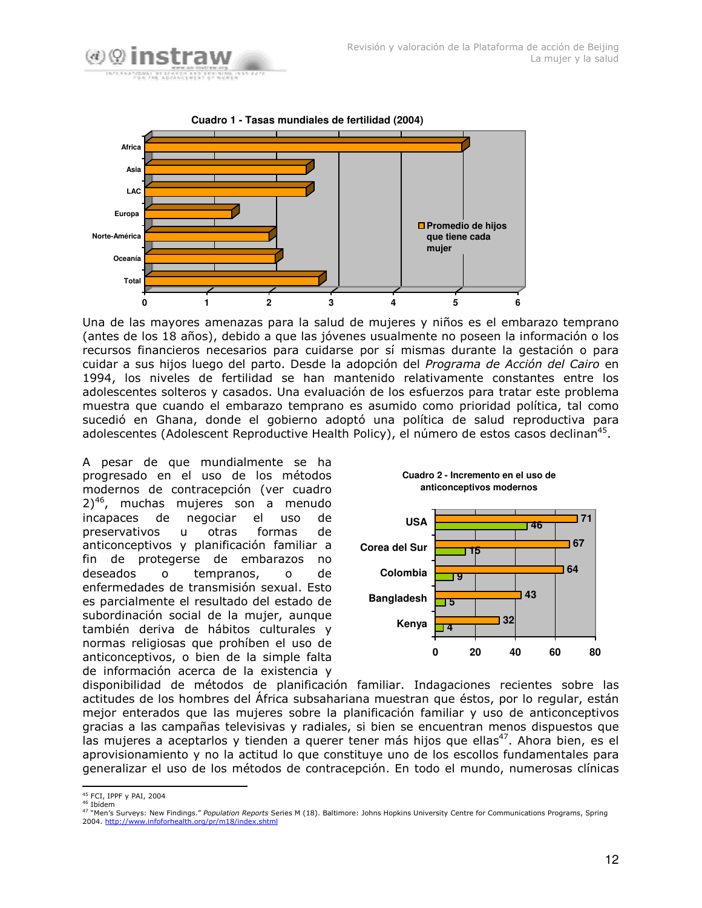**Cuadro 1 - Tasas mundiales de fertilidad (2004)**

Una de las mayores amenazas para la salud de mujeres y niños es el embarazo temprano (antes de los 18 años), debido a que las jóvenes usualmente no poseen la información o los recursos financieros necesarios para cuidarse por sí mismas durante la gestación o para cuidar a sus hijos luego del parto. Desde la adopción del *Programa de Acción del Cairo* en 1994, los niveles de fertilidad se han mantenido relativamente constantes entre los adolescentes solteros y casados. Una evaluación de los esfuerzos para tratar este problema muestra que cuando el embarazo temprano es asumido como prioridad política, tal como sucedió en Ghana, donde el gobierno adoptó una política de salud reproductiva para adolescentes (Adolescent Reproductive Health Policy), el número de estos casos declinan[45].

A pesar de que mundialmente se ha progresado en el uso de los métodos modernos de contracepción (ver cuadro 2)[46], muchas mujeres son a menudo incapaces de negociar el uso de preservativos u otras formas de anticonceptivos y planificación familiar a fin de protegerse de embarazos no deseados o tempranos, o de enfermedades de transmisión sexual. Esto es parcialmente el resultado del estado de subordinación social de la mujer, aunque también deriva de hábitos culturales y normas religiosas que prohíben el uso de anticonceptivos, o bien de la simple falta de información acerca de la existencia y disponibilidad de métodos de planificación familiar. Indagaciones recientes sobre las actitudes de los hombres del África subsahariana muestran que éstos, por lo regular, están mejor enterados que las mujeres sobre la planificación familiar y uso de anticonceptivos gracias a las campañas televisivas y radiales, si bien se encuentran menos dispuestos que las mujeres a aceptarlos y tienden a querer tener más hijos que ellas[47]. Ahora bien, es el aprovisionamiento y no la actitud lo que constituye uno de los escollos fundamentales para generalizar el uso de los métodos de contracepción. En todo el mundo, numerosas clínicas

**Cuadro 2 - Incremento en el uso de anticonceptivos modernos**

---

[45] FCI, IPPF y PAI, 2004

[46] Ibídem

[47] "Men's Surveys: New Findings." *Population Reports* Series M (18). Baltimore: Johns Hopkins University Centre for Communications Programs, Spring 2004. http://www.infoforhealth.org/pr/m18/index.shtml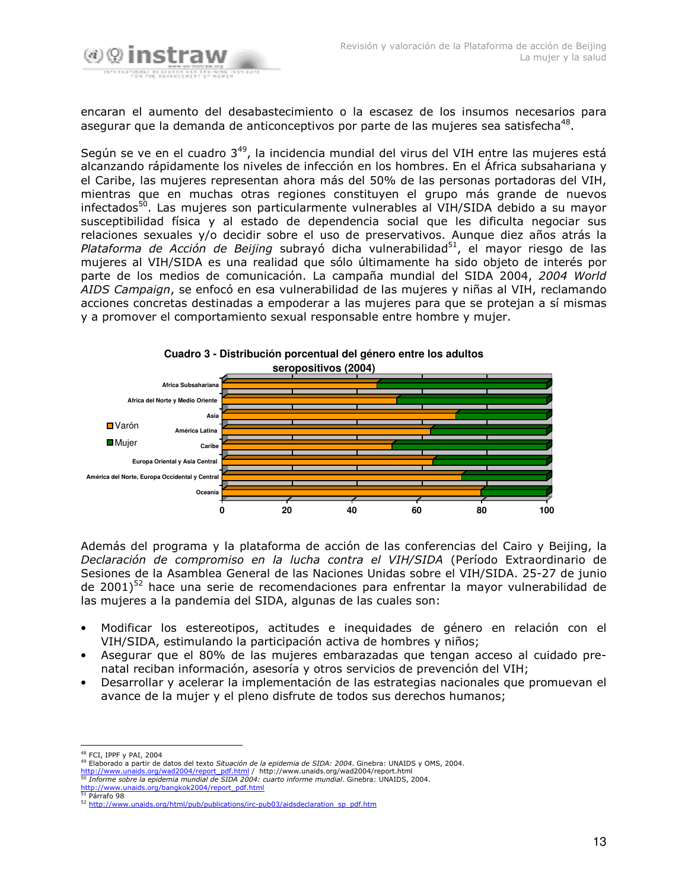encaran el aumento del desabastecimiento o la escasez de los insumos necesarios para asegurar que la demanda de anticonceptivos por parte de las mujeres sea satisfecha[48].

Según se ve en el cuadro 3[49], la incidencia mundial del virus del VIH entre las mujeres está alcanzando rápidamente los niveles de infección en los hombres. En el África subsahariana y el Caribe, las mujeres representan ahora más del 50% de las personas portadoras del VIH, mientras que en muchas otras regiones constituyen el grupo más grande de nuevos infectados[50]. Las mujeres son particularmente vulnerables al VIH/SIDA debido a su mayor susceptibilidad física y al estado de dependencia social que les dificulta negociar sus relaciones sexuales y/o decidir sobre el uso de preservativos. Aunque diez años atrás la *Plataforma de Acción de Beijing* subrayó dicha vulnerabilidad[51], el mayor riesgo de las mujeres al VIH/SIDA es una realidad que sólo últimamente ha sido objeto de interés por parte de los medios de comunicación. La campaña mundial del SIDA 2004, *2004 World AIDS Campaign*, se enfocó en esa vulnerabilidad de las mujeres y niñas al VIH, reclamando acciones concretas destinadas a empoderar a las mujeres para que se protejan a sí mismas y a promover el comportamiento sexual responsable entre hombre y mujer.

**Cuadro 3 - Distribución porcentual del género entre los adultos seropositivos (2004)**

| Región | Varón | Mujer |
|---|---|---|
| Africa Subsahariana | 47 | 53 |
| Africa del Norte y Medio Oriente | 53 | 47 |
| Asia | 72 | 28 |
| América Latina | 64 | 36 |
| Caribe | 52 | 48 |
| Europa Oriental y Asia Central | 65 | 35 |
| América del Norte, Europa Occidental y Central | 74 | 26 |
| Oceanía | 80 | 20 |

Además del programa y la plataforma de acción de las conferencias del Cairo y Beijing, la *Declaración de compromiso en la lucha contra el VIH/SIDA* (Período Extraordinario de Sesiones de la Asamblea General de las Naciones Unidas sobre el VIH/SIDA. 25-27 de junio de 2001)[52] hace una serie de recomendaciones para enfrentar la mayor vulnerabilidad de las mujeres a la pandemia del SIDA, algunas de las cuales son:

- Modificar los estereotipos, actitudes e inequidades de género en relación con el VIH/SIDA, estimulando la participación activa de hombres y niños;
- Asegurar que el 80% de las mujeres embarazadas que tengan acceso al cuidado pre-natal reciban información, asesoría y otros servicios de prevención del VIH;
- Desarrollar y acelerar la implementación de las estrategias nacionales que promuevan el avance de la mujer y el pleno disfrute de todos sus derechos humanos;

---

[48] FCI, IPPF y PAI, 2004

[49] Elaborado a partir de datos del texto *Situación de la epidemia de SIDA: 2004*. Ginebra: UNAIDS y OMS, 2004. http://www.unaids.org/wad2004/report_pdf.html / http://www.unaids.org/wad2004/report.html

[50] *Informe sobre la epidemia mundial de SIDA 2004: cuarto informe mundial*. Ginebra: UNAIDS, 2004. http://www.unaids.org/bangkok2004/report_pdf.html

[51] Párrafo 98

[52] http://www.unaids.org/html/pub/publications/irc-pub03/aidsdeclaration_sp_pdf.htm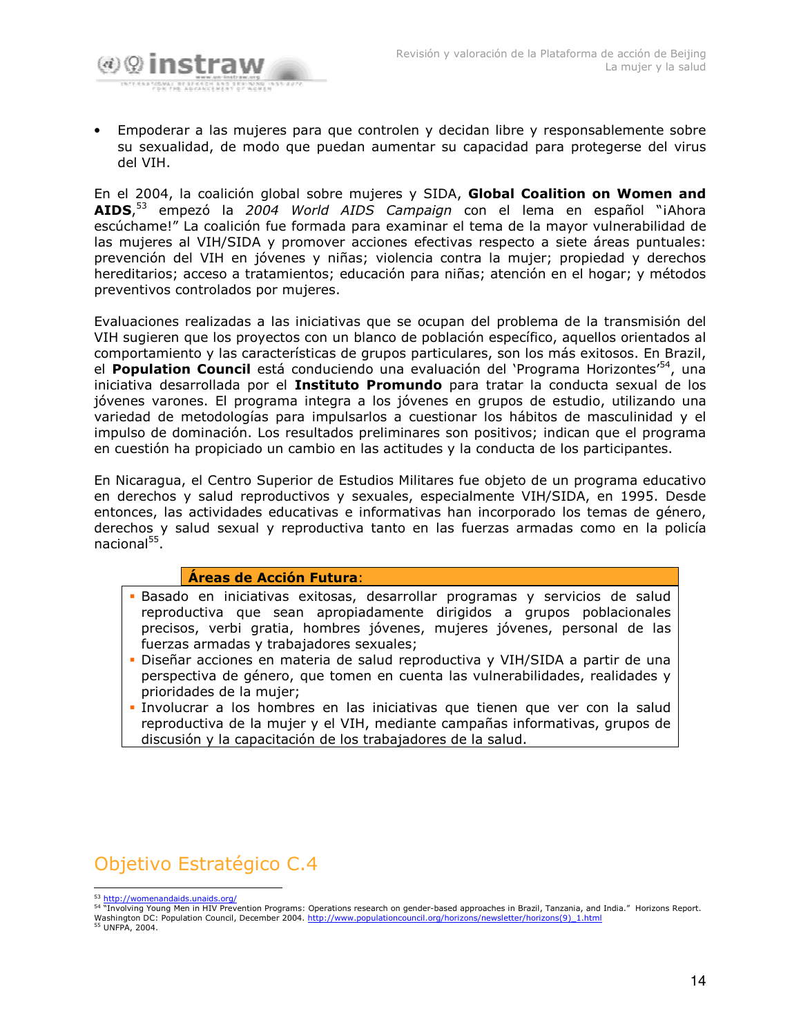- Empoderar a las mujeres para que controlen y decidan libre y responsablemente sobre su sexualidad, de modo que puedan aumentar su capacidad para protegerse del virus del VIH.

En el 2004, la coalición global sobre mujeres y SIDA, **Global Coalition on Women and AIDS**,[53] empezó la *2004 World AIDS Campaign* con el lema en español "¡Ahora escúchame!" La coalición fue formada para examinar el tema de la mayor vulnerabilidad de las mujeres al VIH/SIDA y promover acciones efectivas respecto a siete áreas puntuales: prevención del VIH en jóvenes y niñas; violencia contra la mujer; propiedad y derechos hereditarios; acceso a tratamientos; educación para niñas; atención en el hogar; y métodos preventivos controlados por mujeres.

Evaluaciones realizadas a las iniciativas que se ocupan del problema de la transmisión del VIH sugieren que los proyectos con un blanco de población específico, aquellos orientados al comportamiento y las características de grupos particulares, son los más exitosos. En Brazil, el **Population Council** está conduciendo una evaluación del 'Programa Horizontes'[54], una iniciativa desarrollada por el **Instituto Promundo** para tratar la conducta sexual de los jóvenes varones. El programa integra a los jóvenes en grupos de estudio, utilizando una variedad de metodologías para impulsarlos a cuestionar los hábitos de masculinidad y el impulso de dominación. Los resultados preliminares son positivos; indican que el programa en cuestión ha propiciado un cambio en las actitudes y la conducta de los participantes.

En Nicaragua, el Centro Superior de Estudios Militares fue objeto de un programa educativo en derechos y salud reproductivos y sexuales, especialmente VIH/SIDA, en 1995. Desde entonces, las actividades educativas e informativas han incorporado los temas de género, derechos y salud sexual y reproductiva tanto en las fuerzas armadas como en la policía nacional[55].

**Áreas de Acción Futura**:

- Basado en iniciativas exitosas, desarrollar programas y servicios de salud reproductiva que sean apropiadamente dirigidos a grupos poblacionales precisos, verbi gratia, hombres jóvenes, mujeres jóvenes, personal de las fuerzas armadas y trabajadores sexuales;
- Diseñar acciones en materia de salud reproductiva y VIH/SIDA a partir de una perspectiva de género, que tomen en cuenta las vulnerabilidades, realidades y prioridades de la mujer;
- Involucrar a los hombres en las iniciativas que tienen que ver con la salud reproductiva de la mujer y el VIH, mediante campañas informativas, grupos de discusión y la capacitación de los trabajadores de la salud.

## Objetivo Estratégico C.4

---

[53] http://womenandaids.unaids.org/

[54] "Involving Young Men in HIV Prevention Programs: Operations research on gender-based approaches in Brazil, Tanzania, and India." Horizons Report. Washington DC: Population Council, December 2004. http://www.populationcouncil.org/horizons/newsletter/horizons(9)_1.html

[55] UNFPA, 2004.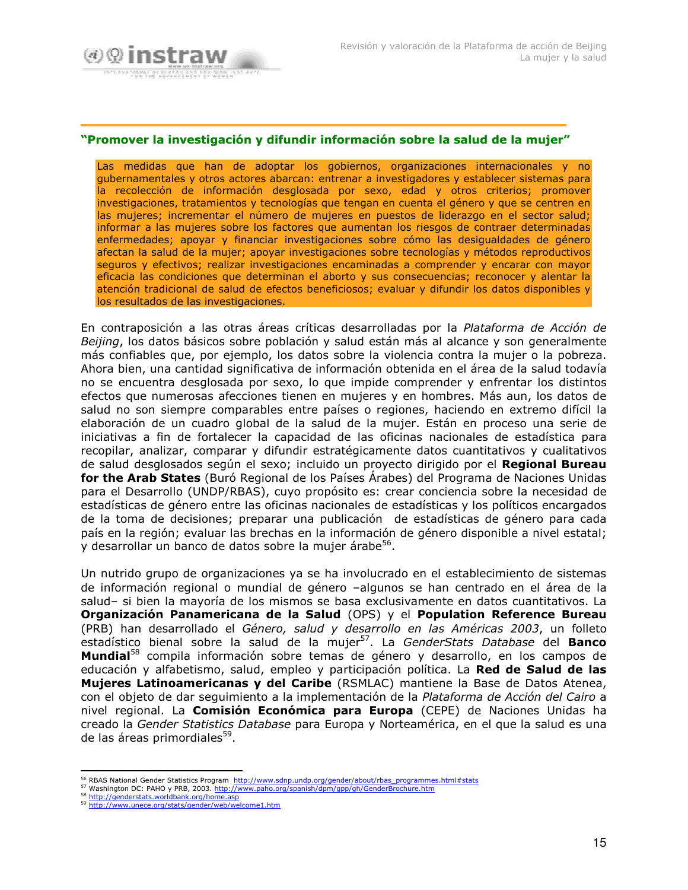## "Promover la investigación y difundir información sobre la salud de la mujer"

Las medidas que han de adoptar los gobiernos, organizaciones internacionales y no gubernamentales y otros actores abarcan: entrenar a investigadores y establecer sistemas para la recolección de información desglosada por sexo, edad y otros criterios; promover investigaciones, tratamientos y tecnologías que tengan en cuenta el género y que se centren en las mujeres; incrementar el número de mujeres en puestos de liderazgo en el sector salud; informar a las mujeres sobre los factores que aumentan los riesgos de contraer determinadas enfermedades; apoyar y financiar investigaciones sobre cómo las desigualdades de género afectan la salud de la mujer; apoyar investigaciones sobre tecnologías y métodos reproductivos seguros y efectivos; realizar investigaciones encaminadas a comprender y encarar con mayor eficacia las condiciones que determinan el aborto y sus consecuencias; reconocer y alentar la atención tradicional de salud de efectos beneficiosos; evaluar y difundir los datos disponibles y los resultados de las investigaciones.

En contraposición a las otras áreas críticas desarrolladas por la *Plataforma de Acción de Beijing*, los datos básicos sobre población y salud están más al alcance y son generalmente más confiables que, por ejemplo, los datos sobre la violencia contra la mujer o la pobreza. Ahora bien, una cantidad significativa de información obtenida en el área de la salud todavía no se encuentra desglosada por sexo, lo que impide comprender y enfrentar los distintos efectos que numerosas afecciones tienen en mujeres y en hombres. Más aun, los datos de salud no son siempre comparables entre países o regiones, haciendo en extremo difícil la elaboración de un cuadro global de la salud de la mujer. Están en proceso una serie de iniciativas a fin de fortalecer la capacidad de las oficinas nacionales de estadística para recopilar, analizar, comparar y difundir estratégicamente datos cuantitativos y cualitativos de salud desglosados según el sexo; incluido un proyecto dirigido por el **Regional Bureau for the Arab States** (Buró Regional de los Países Árabes) del Programa de Naciones Unidas para el Desarrollo (UNDP/RBAS), cuyo propósito es: crear conciencia sobre la necesidad de estadísticas de género entre las oficinas nacionales de estadísticas y los políticos encargados de la toma de decisiones; preparar una publicación de estadísticas de género para cada país en la región; evaluar las brechas en la información de género disponible a nivel estatal; y desarrollar un banco de datos sobre la mujer árabe[56].

Un nutrido grupo de organizaciones ya se ha involucrado en el establecimiento de sistemas de información regional o mundial de género –algunos se han centrado en el área de la salud– si bien la mayoría de los mismos se basa exclusivamente en datos cuantitativos. La **Organización Panamericana de la Salud** (OPS) y el **Population Reference Bureau** (PRB) han desarrollado el *Género, salud y desarrollo en las Américas 2003*, un folleto estadístico bienal sobre la salud de la mujer[57]. La *GenderStats Database* del **Banco Mundial**[58] compila información sobre temas de género y desarrollo, en los campos de educación y alfabetismo, salud, empleo y participación política. La **Red de Salud de las Mujeres Latinoamericanas y del Caribe** (RSMLAC) mantiene la Base de Datos Atenea, con el objeto de dar seguimiento a la implementación de la *Plataforma de Acción del Cairo* a nivel regional. La **Comisión Económica para Europa** (CEPE) de Naciones Unidas ha creado la *Gender Statistics Database* para Europa y Norteamérica, en el que la salud es una de las áreas primordiales[59].

---

[56] RBAS National Gender Statistics Program http://www.sdnp.undp.org/gender/about/rbas_programmes.html#stats
[57] Washington DC: PAHO y PRB, 2003. http://www.paho.org/spanish/dpm/gpp/gh/GenderBrochure.htm
[58] http://genderstats.worldbank.org/home.asp
[59] http://www.unece.org/stats/gender/web/welcome1.htm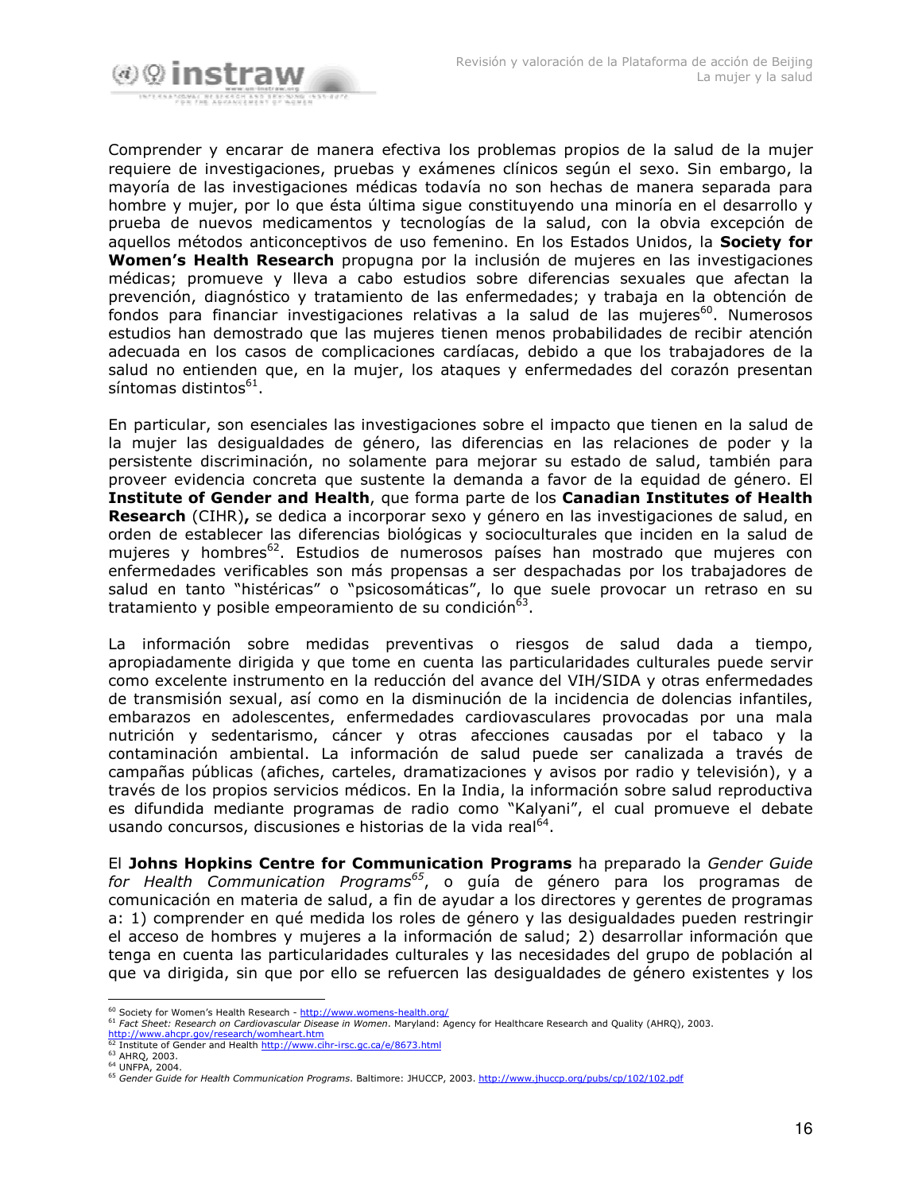Comprender y encarar de manera efectiva los problemas propios de la salud de la mujer requiere de investigaciones, pruebas y exámenes clínicos según el sexo. Sin embargo, la mayoría de las investigaciones médicas todavía no son hechas de manera separada para hombre y mujer, por lo que ésta última sigue constituyendo una minoría en el desarrollo y prueba de nuevos medicamentos y tecnologías de la salud, con la obvia excepción de aquellos métodos anticonceptivos de uso femenino. En los Estados Unidos, la **Society for Women's Health Research** propugna por la inclusión de mujeres en las investigaciones médicas; promueve y lleva a cabo estudios sobre diferencias sexuales que afectan la prevención, diagnóstico y tratamiento de las enfermedades; y trabaja en la obtención de fondos para financiar investigaciones relativas a la salud de las mujeres[60]. Numerosos estudios han demostrado que las mujeres tienen menos probabilidades de recibir atención adecuada en los casos de complicaciones cardíacas, debido a que los trabajadores de la salud no entienden que, en la mujer, los ataques y enfermedades del corazón presentan síntomas distintos[61].

En particular, son esenciales las investigaciones sobre el impacto que tienen en la salud de la mujer las desigualdades de género, las diferencias en las relaciones de poder y la persistente discriminación, no solamente para mejorar su estado de salud, también para proveer evidencia concreta que sustente la demanda a favor de la equidad de género. El **Institute of Gender and Health**, que forma parte de los **Canadian Institutes of Health Research** (CIHR)**,** se dedica a incorporar sexo y género en las investigaciones de salud, en orden de establecer las diferencias biológicas y socioculturales que inciden en la salud de mujeres y hombres[62]. Estudios de numerosos países han mostrado que mujeres con enfermedades verificables son más propensas a ser despachadas por los trabajadores de salud en tanto "histéricas" o "psicosomáticas", lo que suele provocar un retraso en su tratamiento y posible empeoramiento de su condición[63].

La información sobre medidas preventivas o riesgos de salud dada a tiempo, apropiadamente dirigida y que tome en cuenta las particularidades culturales puede servir como excelente instrumento en la reducción del avance del VIH/SIDA y otras enfermedades de transmisión sexual, así como en la disminución de la incidencia de dolencias infantiles, embarazos en adolescentes, enfermedades cardiovasculares provocadas por una mala nutrición y sedentarismo, cáncer y otras afecciones causadas por el tabaco y la contaminación ambiental. La información de salud puede ser canalizada a través de campañas públicas (afiches, carteles, dramatizaciones y avisos por radio y televisión), y a través de los propios servicios médicos. En la India, la información sobre salud reproductiva es difundida mediante programas de radio como "Kalyani", el cual promueve el debate usando concursos, discusiones e historias de la vida real[64].

El **Johns Hopkins Centre for Communication Programs** ha preparado la *Gender Guide for Health Communication Programs*[65], o guía de género para los programas de comunicación en materia de salud, a fin de ayudar a los directores y gerentes de programas a: 1) comprender en qué medida los roles de género y las desigualdades pueden restringir el acceso de hombres y mujeres a la información de salud; 2) desarrollar información que tenga en cuenta las particularidades culturales y las necesidades del grupo de población al que va dirigida, sin que por ello se refuercen las desigualdades de género existentes y los

---

[60] Society for Women's Health Research - http://www.womens-health.org/
[61] *Fact Sheet: Research on Cardiovascular Disease in Women*. Maryland: Agency for Healthcare Research and Quality (AHRQ), 2003. http://www.ahcpr.gov/research/womheart.htm
[62] Institute of Gender and Health http://www.cihr-irsc.gc.ca/e/8673.html
[63] AHRQ, 2003.
[64] UNFPA, 2004.
[65] *Gender Guide for Health Communication Programs*. Baltimore: JHUCCP, 2003. http://www.jhuccp.org/pubs/cp/102/102.pdf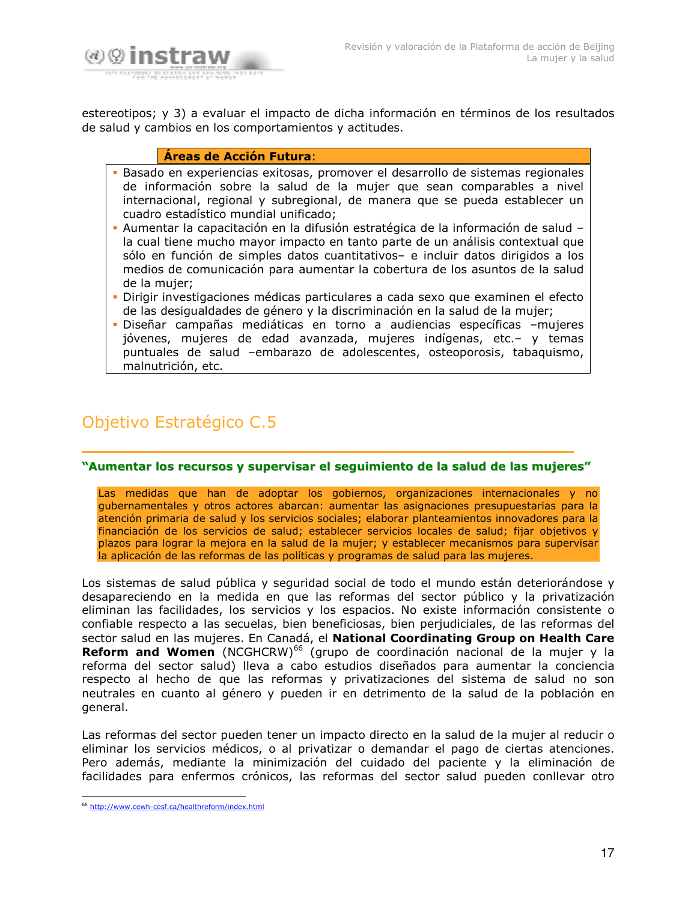estereotipos; y 3) a evaluar el impacto de dicha información en términos de los resultados de salud y cambios en los comportamientos y actitudes.

**Áreas de Acción Futura**:

- Basado en experiencias exitosas, promover el desarrollo de sistemas regionales de información sobre la salud de la mujer que sean comparables a nivel internacional, regional y subregional, de manera que se pueda establecer un cuadro estadístico mundial unificado;
- Aumentar la capacitación en la difusión estratégica de la información de salud – la cual tiene mucho mayor impacto en tanto parte de un análisis contextual que sólo en función de simples datos cuantitativos– e incluir datos dirigidos a los medios de comunicación para aumentar la cobertura de los asuntos de la salud de la mujer;
- Dirigir investigaciones médicas particulares a cada sexo que examinen el efecto de las desigualdades de género y la discriminación en la salud de la mujer;
- Diseñar campañas mediáticas en torno a audiencias específicas –mujeres jóvenes, mujeres de edad avanzada, mujeres indígenas, etc.– y temas puntuales de salud –embarazo de adolescentes, osteoporosis, tabaquismo, malnutrición, etc.

## Objetivo Estratégico C.5

### "Aumentar los recursos y supervisar el seguimiento de la salud de las mujeres"

Las medidas que han de adoptar los gobiernos, organizaciones internacionales y no gubernamentales y otros actores abarcan: aumentar las asignaciones presupuestarias para la atención primaria de salud y los servicios sociales; elaborar planteamientos innovadores para la financiación de los servicios de salud; establecer servicios locales de salud; fijar objetivos y plazos para lograr la mejora en la salud de la mujer; y establecer mecanismos para supervisar la aplicación de las reformas de las políticas y programas de salud para las mujeres.

Los sistemas de salud pública y seguridad social de todo el mundo están deteriorándose y desapareciendo en la medida en que las reformas del sector público y la privatización eliminan las facilidades, los servicios y los espacios. No existe información consistente o confiable respecto a las secuelas, bien beneficiosas, bien perjudiciales, de las reformas del sector salud en las mujeres. En Canadá, el **National Coordinating Group on Health Care Reform and Women** (NCGHCRW)[66] (grupo de coordinación nacional de la mujer y la reforma del sector salud) lleva a cabo estudios diseñados para aumentar la conciencia respecto al hecho de que las reformas y privatizaciones del sistema de salud no son neutrales en cuanto al género y pueden ir en detrimento de la salud de la población en general.

Las reformas del sector pueden tener un impacto directo en la salud de la mujer al reducir o eliminar los servicios médicos, o al privatizar o demandar el pago de ciertas atenciones. Pero además, mediante la minimización del cuidado del paciente y la eliminación de facilidades para enfermos crónicos, las reformas del sector salud pueden conllevar otro

[66] http://www.cewh-cesf.ca/healthreform/index.html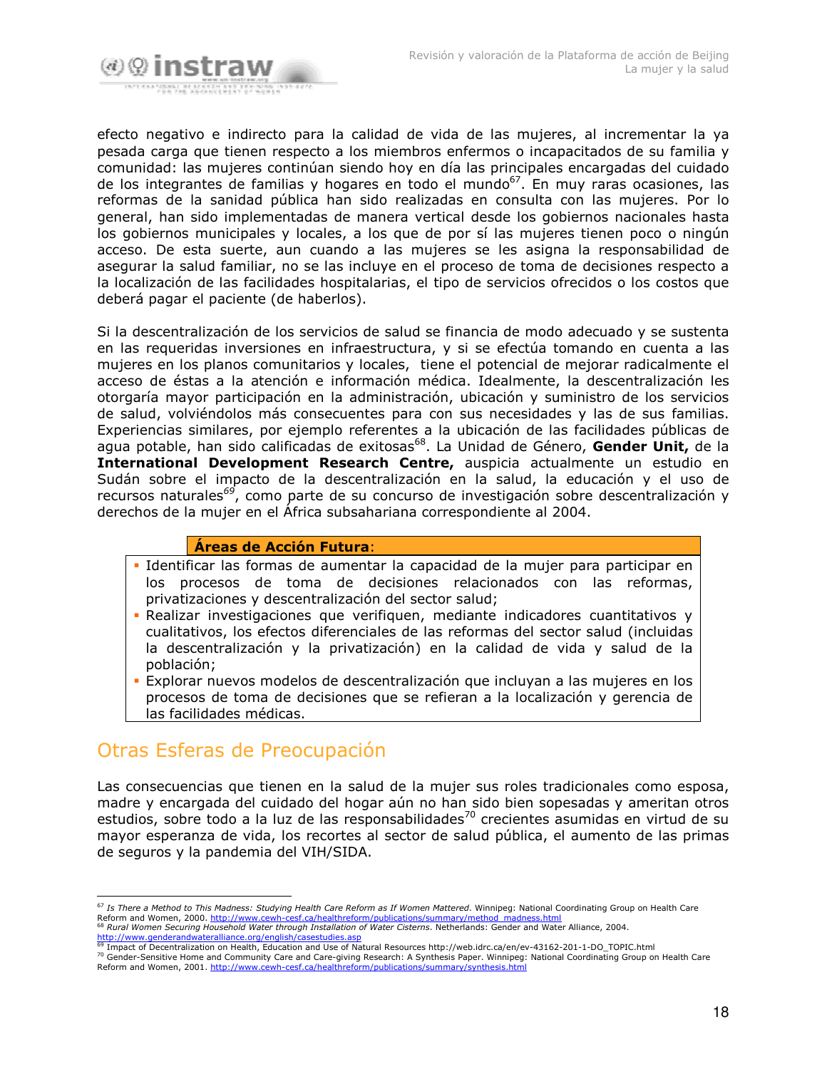efecto negativo e indirecto para la calidad de vida de las mujeres, al incrementar la ya pesada carga que tienen respecto a los miembros enfermos o incapacitados de su familia y comunidad: las mujeres continúan siendo hoy en día las principales encargadas del cuidado de los integrantes de familias y hogares en todo el mundo[67]. En muy raras ocasiones, las reformas de la sanidad pública han sido realizadas en consulta con las mujeres. Por lo general, han sido implementadas de manera vertical desde los gobiernos nacionales hasta los gobiernos municipales y locales, a los que de por sí las mujeres tienen poco o ningún acceso. De esta suerte, aun cuando a las mujeres se les asigna la responsabilidad de asegurar la salud familiar, no se las incluye en el proceso de toma de decisiones respecto a la localización de las facilidades hospitalarias, el tipo de servicios ofrecidos o los costos que deberá pagar el paciente (de haberlos).

Si la descentralización de los servicios de salud se financia de modo adecuado y se sustenta en las requeridas inversiones en infraestructura, y si se efectúa tomando en cuenta a las mujeres en los planos comunitarios y locales, tiene el potencial de mejorar radicalmente el acceso de éstas a la atención e información médica. Idealmente, la descentralización les otorgaría mayor participación en la administración, ubicación y suministro de los servicios de salud, volviéndolos más consecuentes para con sus necesidades y las de sus familias. Experiencias similares, por ejemplo referentes a la ubicación de las facilidades públicas de agua potable, han sido calificadas de exitosas[68]. La Unidad de Género, **Gender Unit,** de la **International Development Research Centre,** auspicia actualmente un estudio en Sudán sobre el impacto de la descentralización en la salud, la educación y el uso de recursos naturales[69], como parte de su concurso de investigación sobre descentralización y derechos de la mujer en el África subsahariana correspondiente al 2004.

**Áreas de Acción Futura**:

- Identificar las formas de aumentar la capacidad de la mujer para participar en los procesos de toma de decisiones relacionados con las reformas, privatizaciones y descentralización del sector salud;
- Realizar investigaciones que verifiquen, mediante indicadores cuantitativos y cualitativos, los efectos diferenciales de las reformas del sector salud (incluidas la descentralización y la privatización) en la calidad de vida y salud de la población;
- Explorar nuevos modelos de descentralización que incluyan a las mujeres en los procesos de toma de decisiones que se refieran a la localización y gerencia de las facilidades médicas.

## Otras Esferas de Preocupación

Las consecuencias que tienen en la salud de la mujer sus roles tradicionales como esposa, madre y encargada del cuidado del hogar aún no han sido bien sopesadas y ameritan otros estudios, sobre todo a la luz de las responsabilidades[70] crecientes asumidas en virtud de su mayor esperanza de vida, los recortes al sector de salud pública, el aumento de las primas de seguros y la pandemia del VIH/SIDA.

---

[67] *Is There a Method to This Madness: Studying Health Care Reform as If Women Mattered*. Winnipeg: National Coordinating Group on Health Care Reform and Women, 2000. http://www.cewh-cesf.ca/healthreform/publications/summary/method_madness.html

[68] *Rural Women Securing Household Water through Installation of Water Cisterns*. Netherlands: Gender and Water Alliance, 2004. http://www.genderandwateralliance.org/english/casestudies.asp

[69] Impact of Decentralization on Health, Education and Use of Natural Resources http://web.idrc.ca/en/ev-43162-201-1-DO_TOPIC.html

[70] Gender-Sensitive Home and Community Care and Care-giving Research: A Synthesis Paper. Winnipeg: National Coordinating Group on Health Care Reform and Women, 2001. http://www.cewh-cesf.ca/healthreform/publications/summary/synthesis.html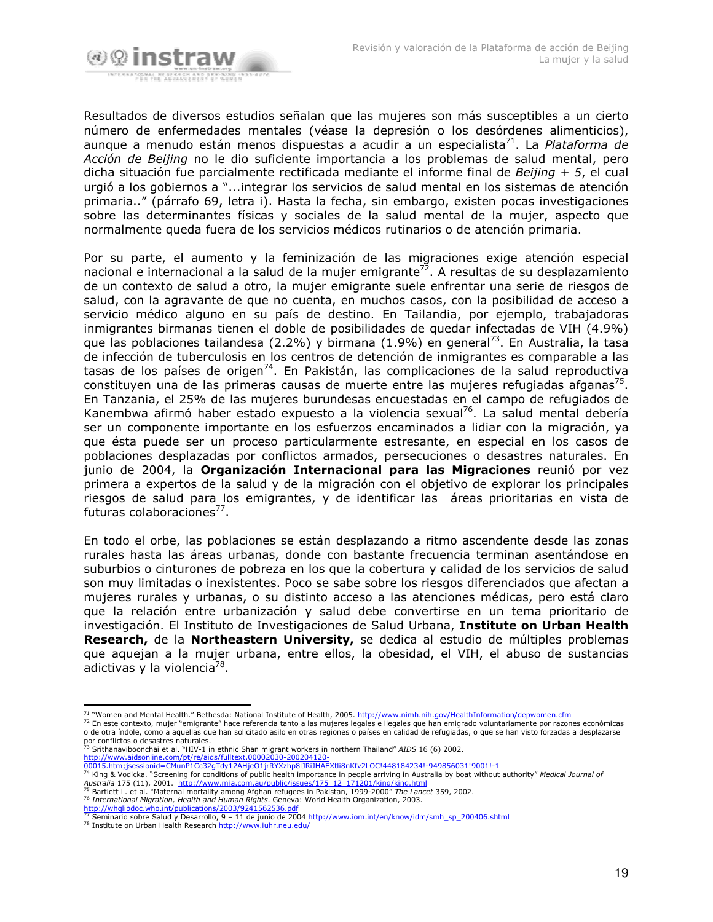Resultados de diversos estudios señalan que las mujeres son más susceptibles a un cierto número de enfermedades mentales (véase la depresión o los desórdenes alimenticios), aunque a menudo están menos dispuestas a acudir a un especialista[71]. La *Plataforma de Acción de Beijing* no le dio suficiente importancia a los problemas de salud mental, pero dicha situación fue parcialmente rectificada mediante el informe final de *Beijing + 5*, el cual urgió a los gobiernos a "...integrar los servicios de salud mental en los sistemas de atención primaria.." (párrafo 69, letra i). Hasta la fecha, sin embargo, existen pocas investigaciones sobre las determinantes físicas y sociales de la salud mental de la mujer, aspecto que normalmente queda fuera de los servicios médicos rutinarios o de atención primaria.

Por su parte, el aumento y la feminización de las migraciones exige atención especial nacional e internacional a la salud de la mujer emigrante[72]. A resultas de su desplazamiento de un contexto de salud a otro, la mujer emigrante suele enfrentar una serie de riesgos de salud, con la agravante de que no cuenta, en muchos casos, con la posibilidad de acceso a servicio médico alguno en su país de destino. En Tailandia, por ejemplo, trabajadoras inmigrantes birmanas tienen el doble de posibilidades de quedar infectadas de VIH (4.9%) que las poblaciones tailandesa (2.2%) y birmana (1.9%) en general[73]. En Australia, la tasa de infección de tuberculosis en los centros de detención de inmigrantes es comparable a las tasas de los países de origen[74]. En Pakistán, las complicaciones de la salud reproductiva constituyen una de las primeras causas de muerte entre las mujeres refugiadas afganas[75]. En Tanzania, el 25% de las mujeres burundesas encuestadas en el campo de refugiados de Kanembwa afirmó haber estado expuesto a la violencia sexual[76]. La salud mental debería ser un componente importante en los esfuerzos encaminados a lidiar con la migración, ya que ésta puede ser un proceso particularmente estresante, en especial en los casos de poblaciones desplazadas por conflictos armados, persecuciones o desastres naturales. En junio de 2004, la **Organización Internacional para las Migraciones** reunió por vez primera a expertos de la salud y de la migración con el objetivo de explorar los principales riesgos de salud para los emigrantes, y de identificar las áreas prioritarias en vista de futuras colaboraciones[77].

En todo el orbe, las poblaciones se están desplazando a ritmo ascendente desde las zonas rurales hasta las áreas urbanas, donde con bastante frecuencia terminan asentándose en suburbios o cinturones de pobreza en los que la cobertura y calidad de los servicios de salud son muy limitadas o inexistentes. Poco se sabe sobre los riesgos diferenciados que afectan a mujeres rurales y urbanas, o su distinto acceso a las atenciones médicas, pero está claro que la relación entre urbanización y salud debe convertirse en un tema prioritario de investigación. El Instituto de Investigaciones de Salud Urbana, **Institute on Urban Health Research,** de la **Northeastern University,** se dedica al estudio de múltiples problemas que aquejan a la mujer urbana, entre ellos, la obesidad, el VIH, el abuso de sustancias adictivas y la violencia[78].

---

[71] "Women and Mental Health." Bethesda: National Institute of Health, 2005. http://www.nimh.nih.gov/HealthInformation/depwomen.cfm

[72] En este contexto, mujer "emigrante" hace referencia tanto a las mujeres legales e ilegales que han emigrado voluntariamente por razones económicas o de otra índole, como a aquellas que han solicitado asilo en otras regiones o países en calidad de refugiadas, o que se han visto forzadas a desplazarse por conflictos o desastres naturales.

[73] Srithanaviboonchai et al. "HIV-1 in ethnic Shan migrant workers in northern Thailand" *AIDS* 16 (6) 2002. http://www.aidsonline.com/pt/re/aids/fulltext.00002030-200204120-00015.htm;jsessionid=CMunP1Cc32gTdy12AHjeO1jrRYXzhp8lJRiJHAEXtli8nKfv2LOC!448184234!-949856031!9001!-1

[74] King & Vodicka. "Screening for conditions of public health importance in people arriving in Australia by boat without authority" *Medical Journal of Australia* 175 (11), 2001. http://www.mja.com.au/public/issues/175_12_171201/king/king.html

[75] Bartlett L. et al. "Maternal mortality among Afghan refugees in Pakistan, 1999-2000" *The Lancet* 359, 2002.

[76] *International Migration, Health and Human Rights*. Geneva: World Health Organization, 2003. http://whqlibdoc.who.int/publications/2003/9241562536.pdf

[77] Seminario sobre Salud y Desarrollo, 9 – 11 de junio de 2004 http://www.iom.int/en/know/idm/smh_sp_200406.shtml

[78] Institute on Urban Health Research http://www.iuhr.neu.edu/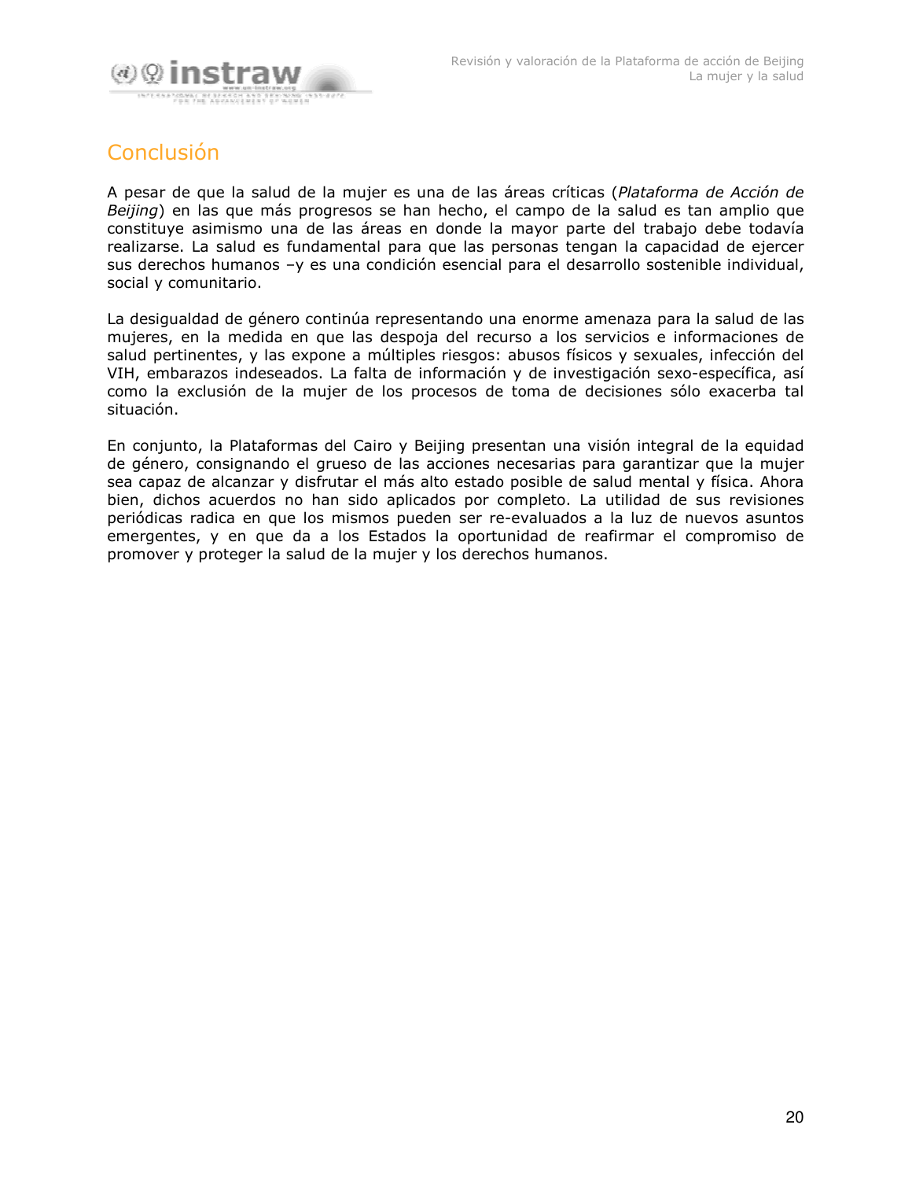## Conclusión

A pesar de que la salud de la mujer es una de las áreas críticas (*Plataforma de Acción de Beijing*) en las que más progresos se han hecho, el campo de la salud es tan amplio que constituye asimismo una de las áreas en donde la mayor parte del trabajo debe todavía realizarse. La salud es fundamental para que las personas tengan la capacidad de ejercer sus derechos humanos –y es una condición esencial para el desarrollo sostenible individual, social y comunitario.

La desigualdad de género continúa representando una enorme amenaza para la salud de las mujeres, en la medida en que las despoja del recurso a los servicios e informaciones de salud pertinentes, y las expone a múltiples riesgos: abusos físicos y sexuales, infección del VIH, embarazos indeseados. La falta de información y de investigación sexo-específica, así como la exclusión de la mujer de los procesos de toma de decisiones sólo exacerba tal situación.

En conjunto, la Plataformas del Cairo y Beijing presentan una visión integral de la equidad de género, consignando el grueso de las acciones necesarias para garantizar que la mujer sea capaz de alcanzar y disfrutar el más alto estado posible de salud mental y física. Ahora bien, dichos acuerdos no han sido aplicados por completo. La utilidad de sus revisiones periódicas radica en que los mismos pueden ser re-evaluados a la luz de nuevos asuntos emergentes, y en que da a los Estados la oportunidad de reafirmar el compromiso de promover y proteger la salud de la mujer y los derechos humanos.